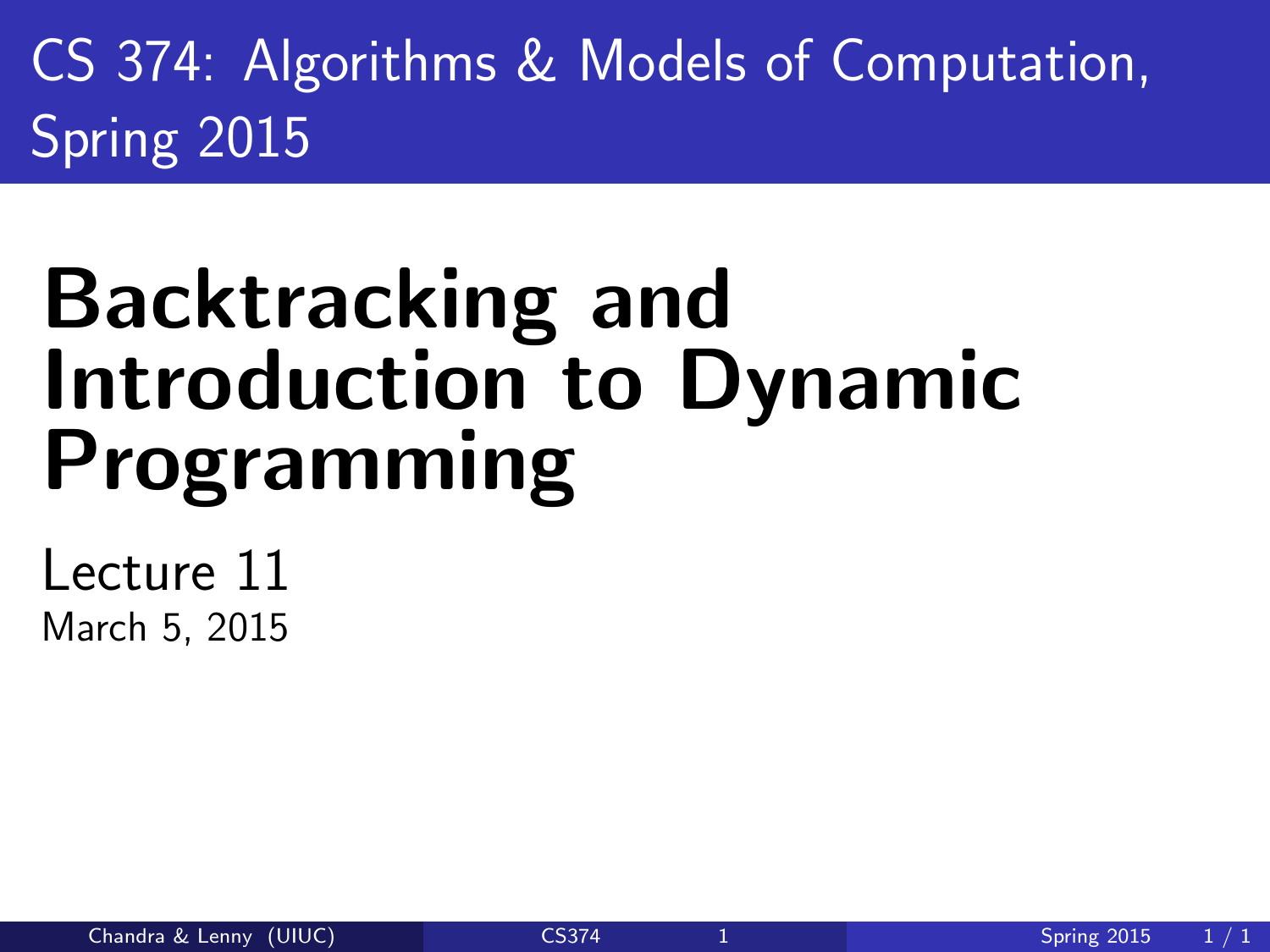CS 374: Algorithms & Models of Computation, Spring 2015

# Backtracking and Introduction to Dynamic Programming

Lecture 11

March 5, 2015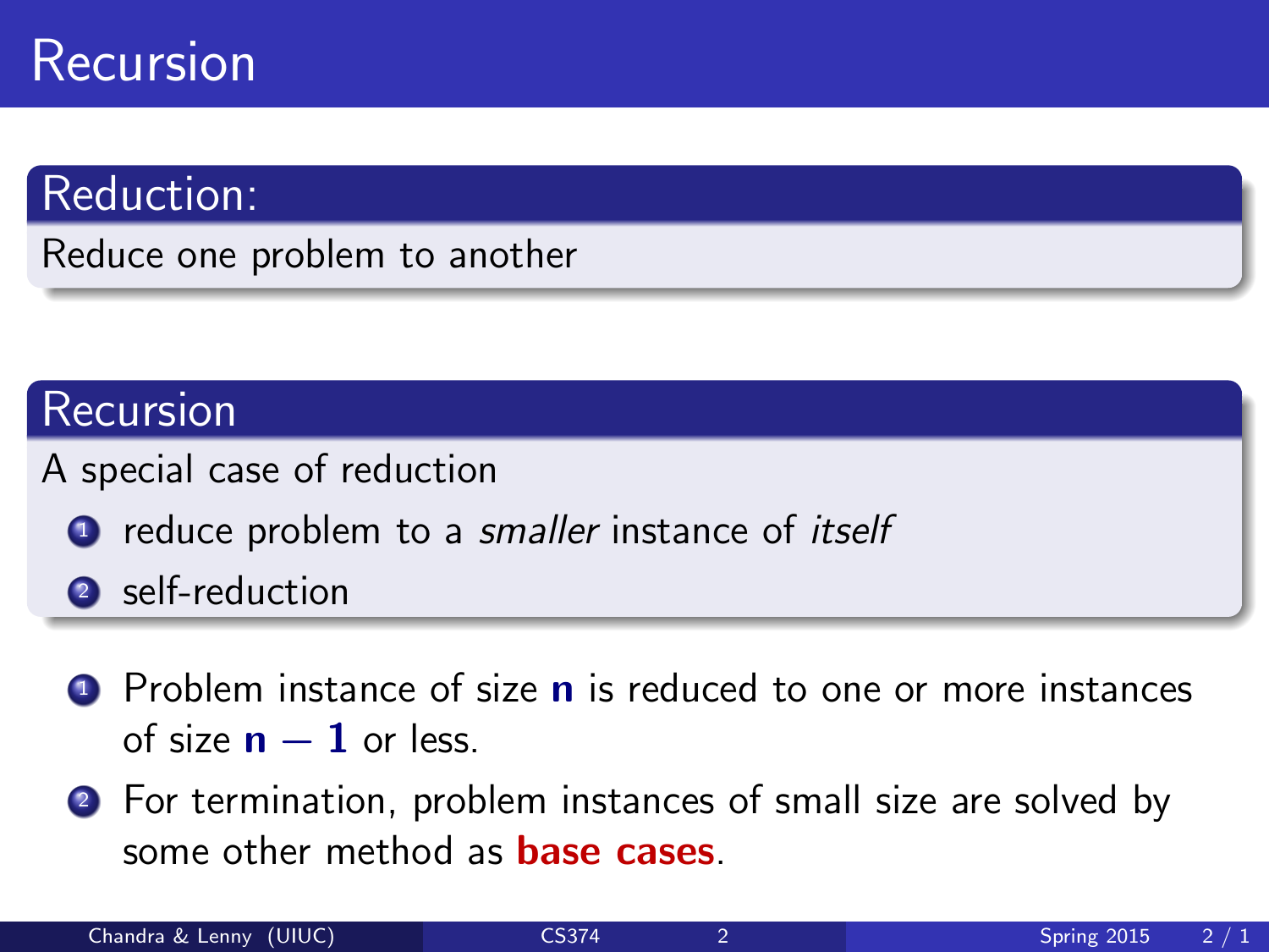# Recursion

## Reduction:

Reduce one problem to another

## Recursion

A special case of reduction

1. reduce problem to a *smaller* instance of *itself*
2. self-reduction

1. Problem instance of size $\mathbf{n}$ is reduced to one or more instances of size $\mathbf{n-1}$ or less.
2. For termination, problem instances of small size are solved by some other method as **base cases**.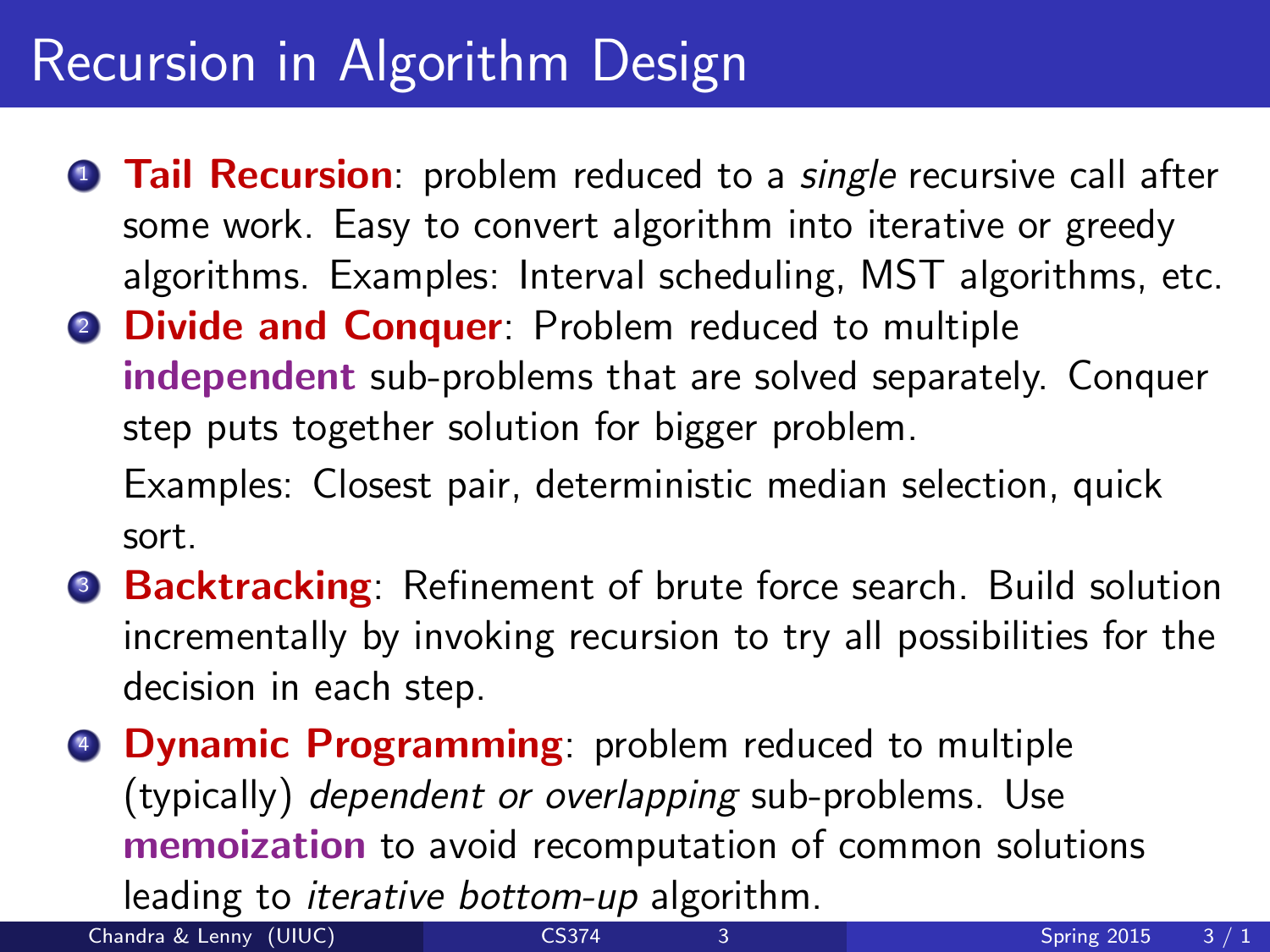# Recursion in Algorithm Design

1. **Tail Recursion**: problem reduced to a *single* recursive call after some work. Easy to convert algorithm into iterative or greedy algorithms. Examples: Interval scheduling, MST algorithms, etc.
2. **Divide and Conquer**: Problem reduced to multiple **independent** sub-problems that are solved separately. Conquer step puts together solution for bigger problem.

   Examples: Closest pair, deterministic median selection, quick sort.
3. **Backtracking**: Refinement of brute force search. Build solution incrementally by invoking recursion to try all possibilities for the decision in each step.
4. **Dynamic Programming**: problem reduced to multiple (typically) *dependent or overlapping* sub-problems. Use **memoization** to avoid recomputation of common solutions leading to *iterative bottom-up* algorithm.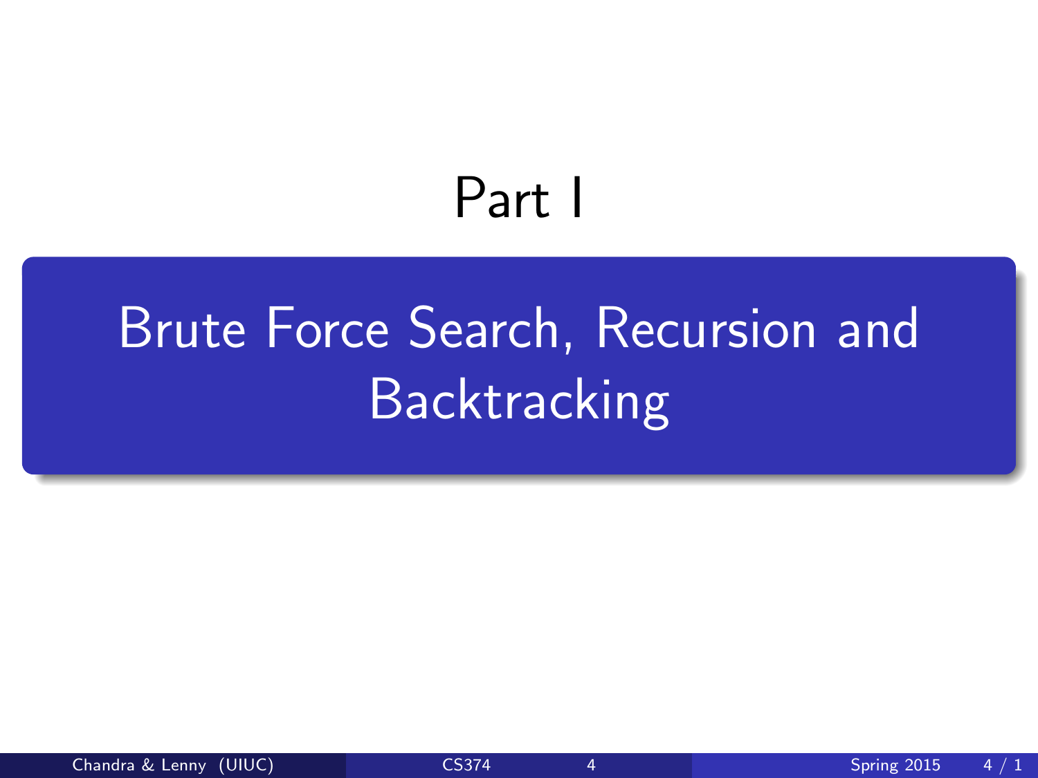# Part I

## Brute Force Search, Recursion and Backtracking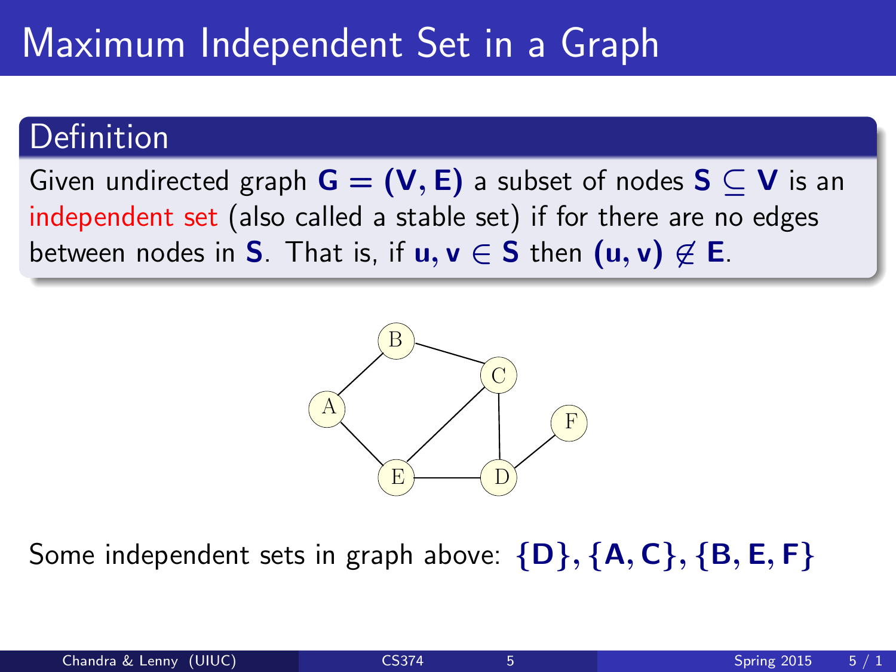# Maximum Independent Set in a Graph

## Definition

Given undirected graph $\mathbf{G} = (\mathbf{V}, \mathbf{E})$ a subset of nodes $\mathbf{S} \subseteq \mathbf{V}$ is an independent set (also called a stable set) if for there are no edges between nodes in $\mathbf{S}$. That is, if $\mathbf{u}, \mathbf{v} \in \mathbf{S}$ then $(\mathbf{u}, \mathbf{v}) \notin \mathbf{E}$.

Some independent sets in graph above: $\{\mathbf{D}\}, \{\mathbf{A}, \mathbf{C}\}, \{\mathbf{B}, \mathbf{E}, \mathbf{F}\}$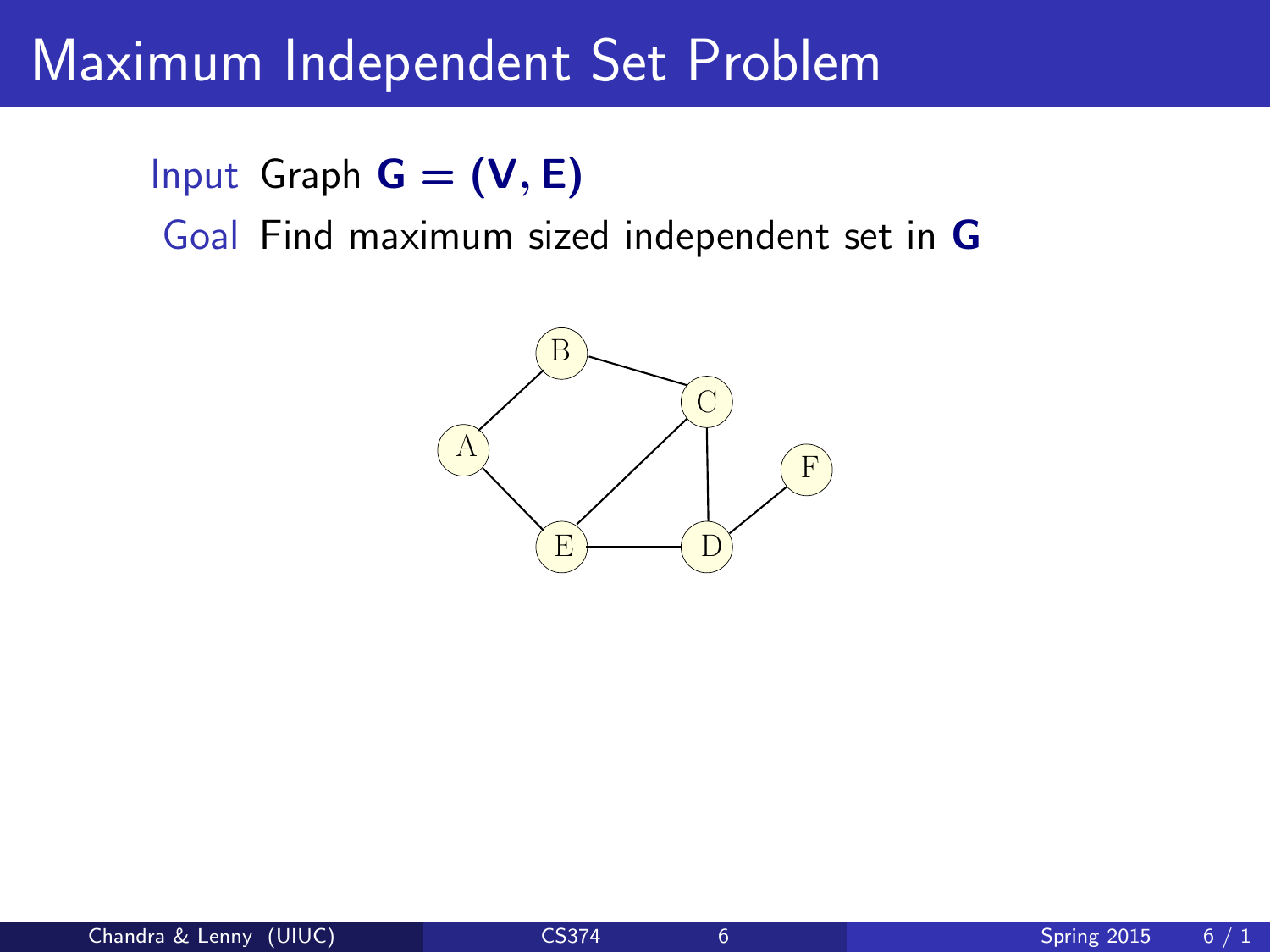# Maximum Independent Set Problem

**Input** Graph $\mathbf{G} = (\mathbf{V}, \mathbf{E})$

**Goal** Find maximum sized independent set in $\mathbf{G}$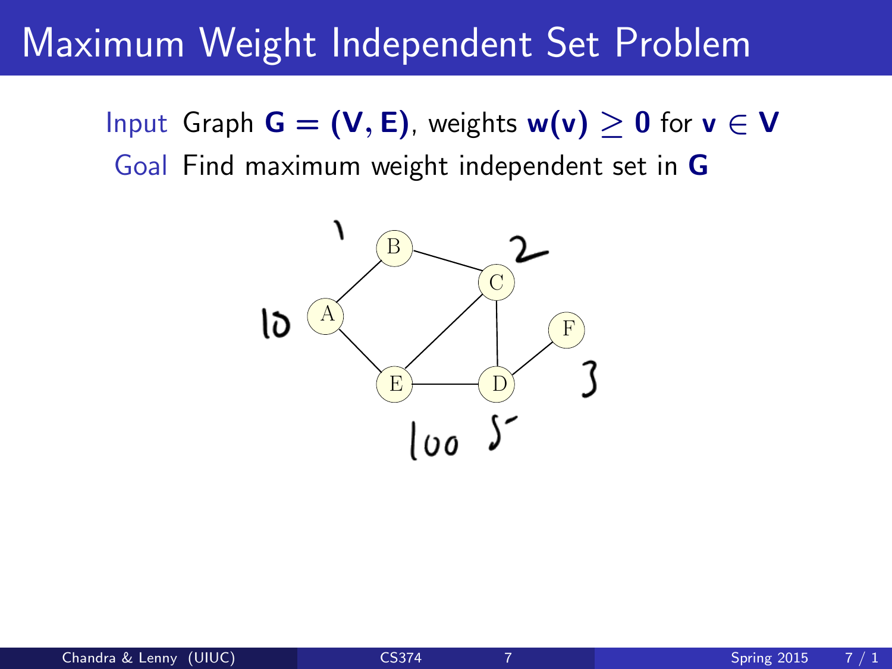# Maximum Weight Independent Set Problem

**Input** Graph $\mathbf{G = (V, E)}$, weights $\mathbf{w(v) \geq 0}$ for $\mathbf{v \in V}$

**Goal** Find maximum weight independent set in $\mathbf{G}$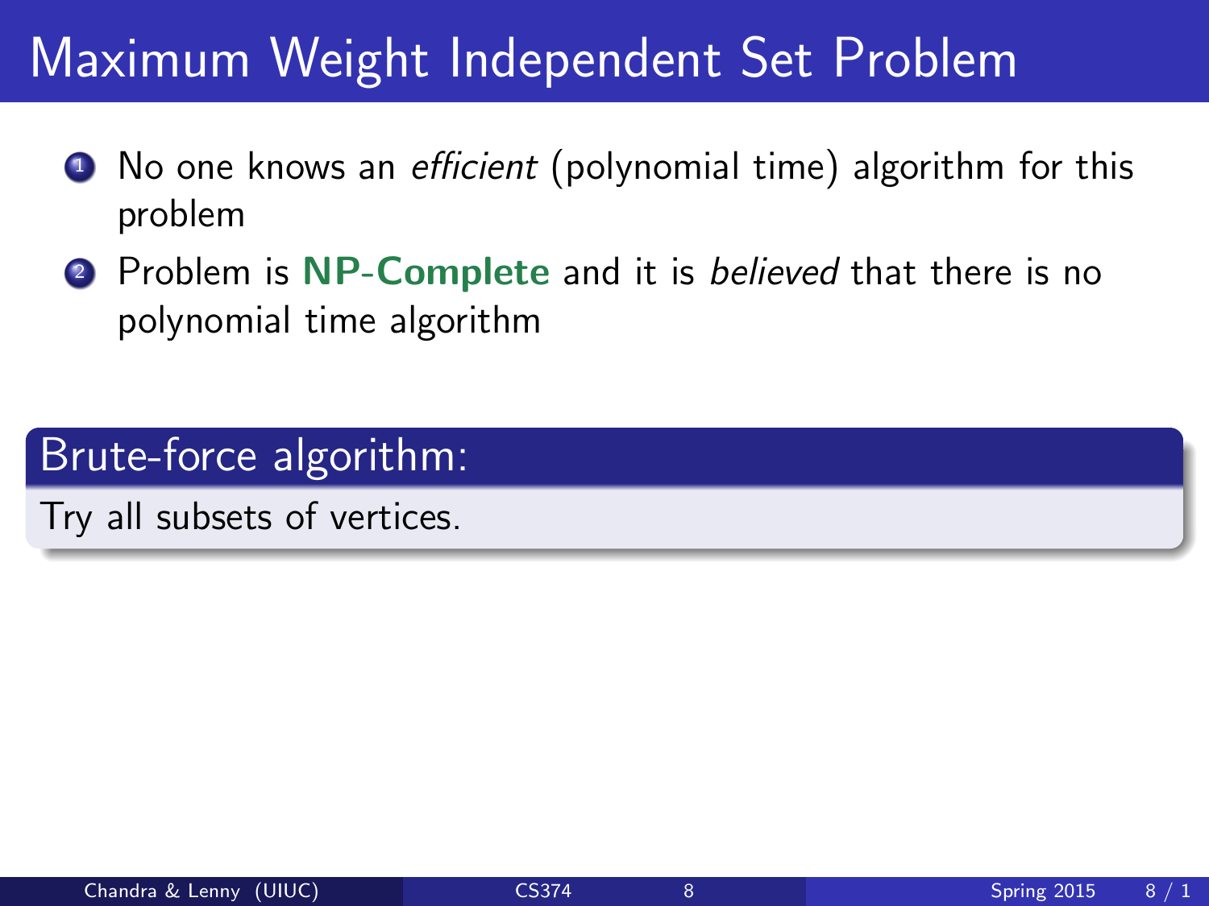# Maximum Weight Independent Set Problem

1. No one knows an *efficient* (polynomial time) algorithm for this problem
2. Problem is **NP-Complete** and it is *believed* that there is no polynomial time algorithm

## Brute-force algorithm:

Try all subsets of vertices.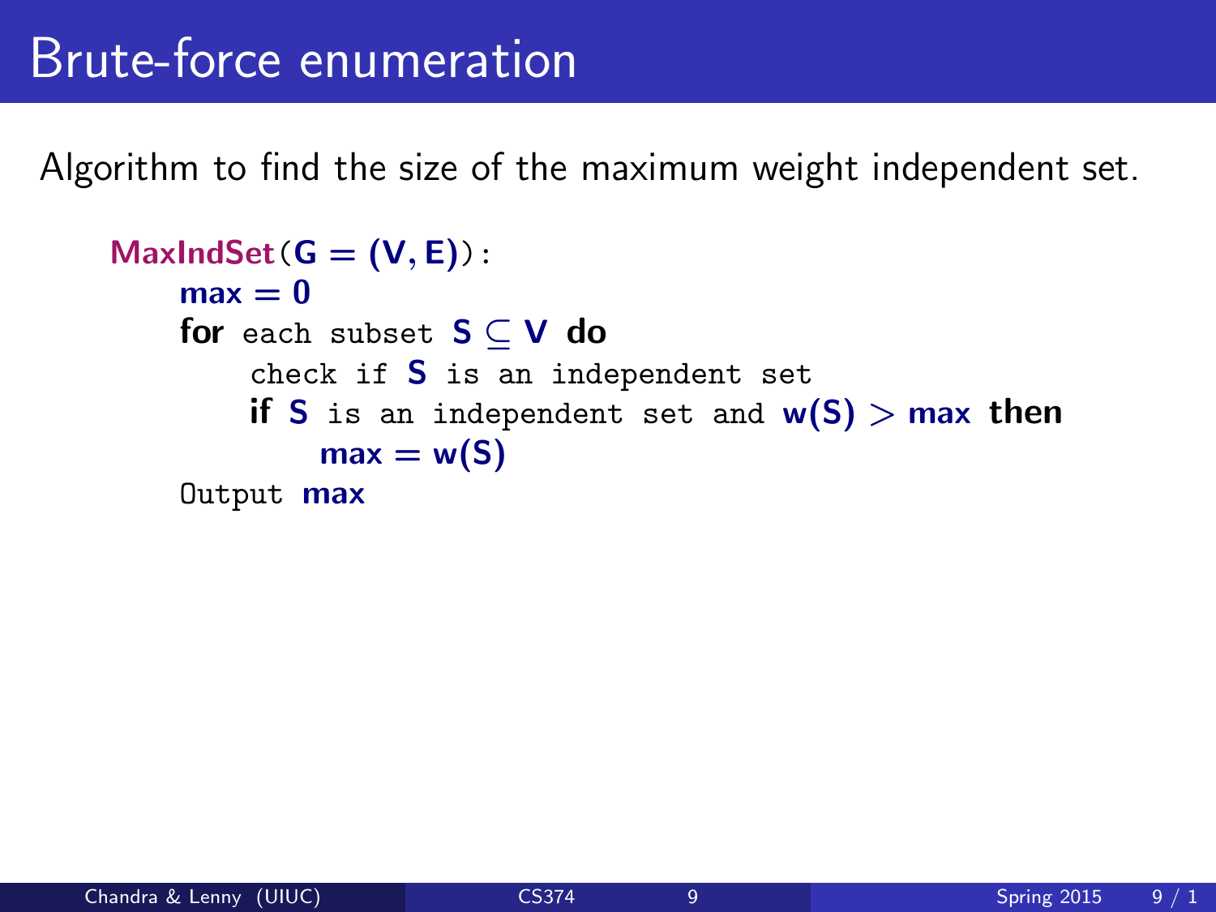# Brute-force enumeration

Algorithm to find the size of the maximum weight independent set.

```
MaxIndSet(G = (V, E)):
    max = 0
    for each subset S ⊆ V do
        check if S is an independent set
        if S is an independent set and w(S) > max then
            max = w(S)
    Output max
```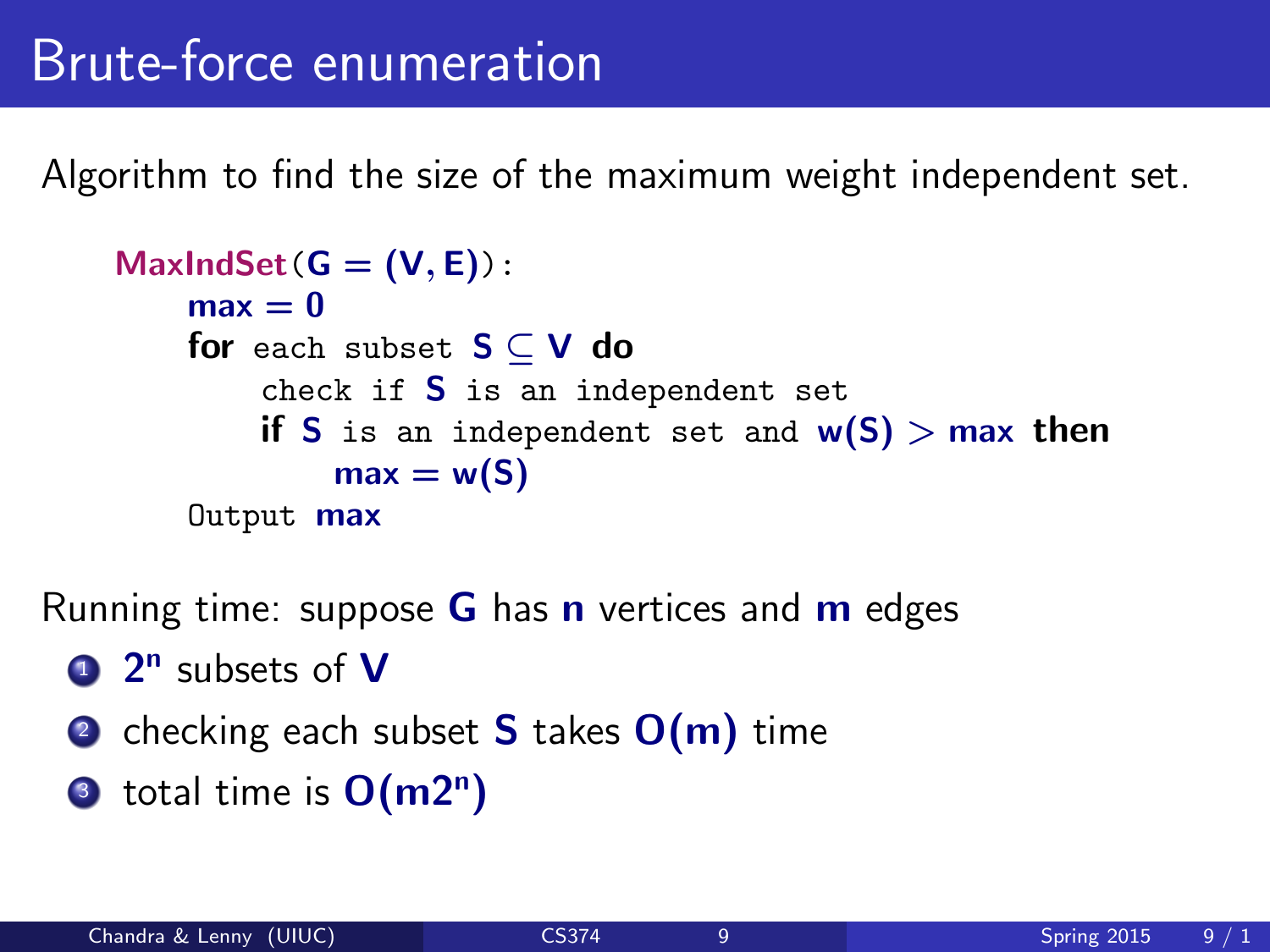# Brute-force enumeration

Algorithm to find the size of the maximum weight independent set.

```
MaxIndSet(G = (V, E)):
    max = 0
    for each subset S ⊆ V do
        check if S is an independent set
        if S is an independent set and w(S) > max then
            max = w(S)
    Output max
```

Running time: suppose $G$ has $n$ vertices and $m$ edges

1. $2^n$ subsets of $V$
2. checking each subset $S$ takes $O(m)$ time
3. total time is $O(m2^n)$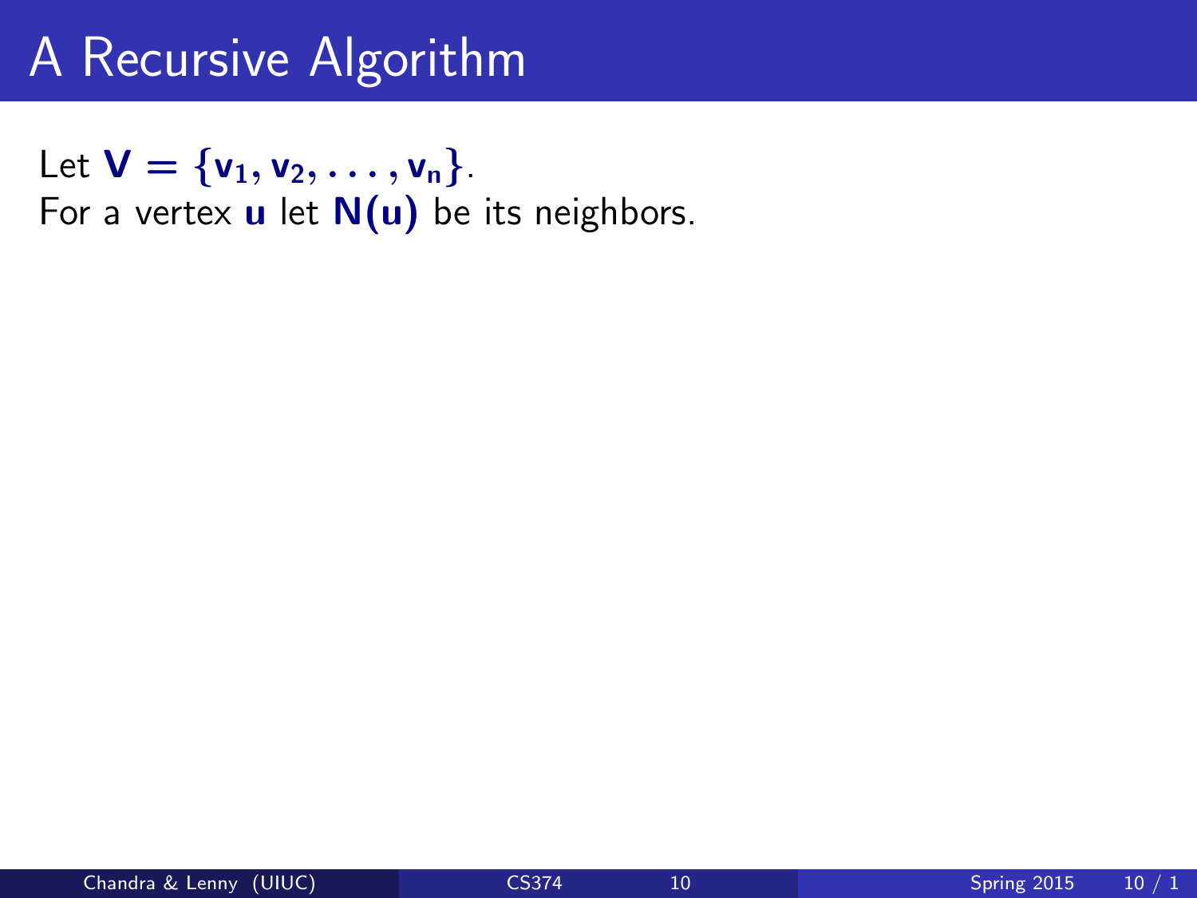# A Recursive Algorithm

Let $\mathbf{V} = \{\mathbf{v_1}, \mathbf{v_2}, \ldots, \mathbf{v_n}\}$.
For a vertex $\mathbf{u}$ let $\mathbf{N(u)}$ be its neighbors.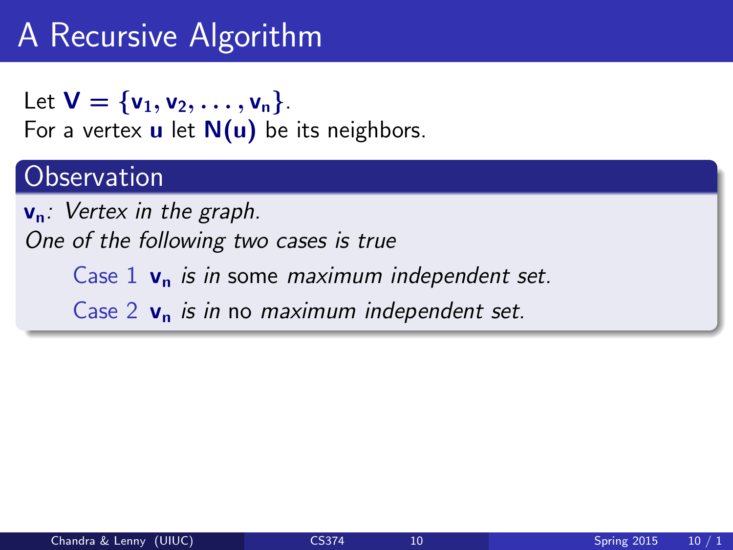# A Recursive Algorithm

Let $V = \{v_1, v_2, \ldots, v_n\}$.
For a vertex $u$ let $N(u)$ be its neighbors.

## Observation

$v_n$: *Vertex in the graph.*
*One of the following two cases is true*

- Case 1 $v_n$ *is in* some *maximum independent set.*
- Case 2 $v_n$ *is in* no *maximum independent set.*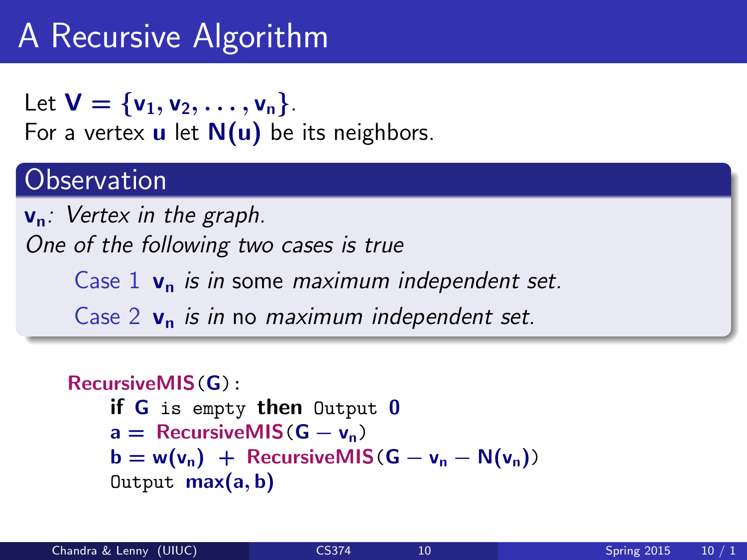# A Recursive Algorithm

Let $V = \{v_1, v_2, \ldots, v_n\}$.
For a vertex $u$ let $N(u)$ be its neighbors.

## Observation

$v_n$: *Vertex in the graph.*
*One of the following two cases is true*

- Case 1 $v_n$ *is in* some *maximum independent set.*
- Case 2 $v_n$ *is in* no *maximum independent set.*

```
RecursiveMIS(G):
    if G is empty then Output 0
    a = RecursiveMIS(G − v_n)
    b = w(v_n) + RecursiveMIS(G − v_n − N(v_n))
    Output max(a, b)
```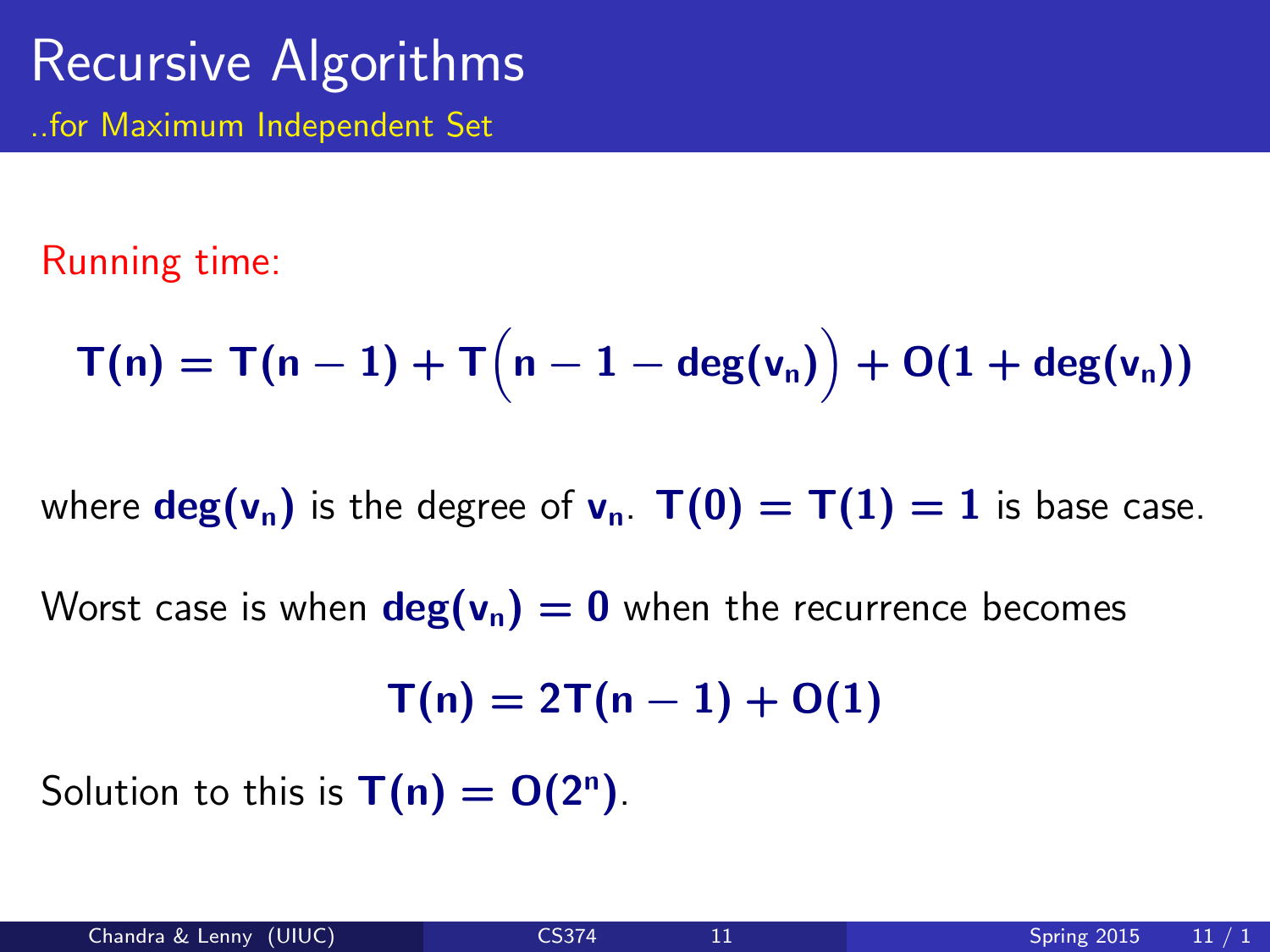# Recursive Algorithms

## ..for Maximum Independent Set

Running time:

$$T(n) = T(n-1) + T\Big(n-1-\deg(v_n)\Big) + O(1+\deg(v_n))$$

where $\deg(v_n)$ is the degree of $v_n$. $T(0) = T(1) = 1$ is base case.

Worst case is when $\deg(v_n) = 0$ when the recurrence becomes

$$T(n) = 2T(n-1) + O(1)$$

Solution to this is $T(n) = O(2^n)$.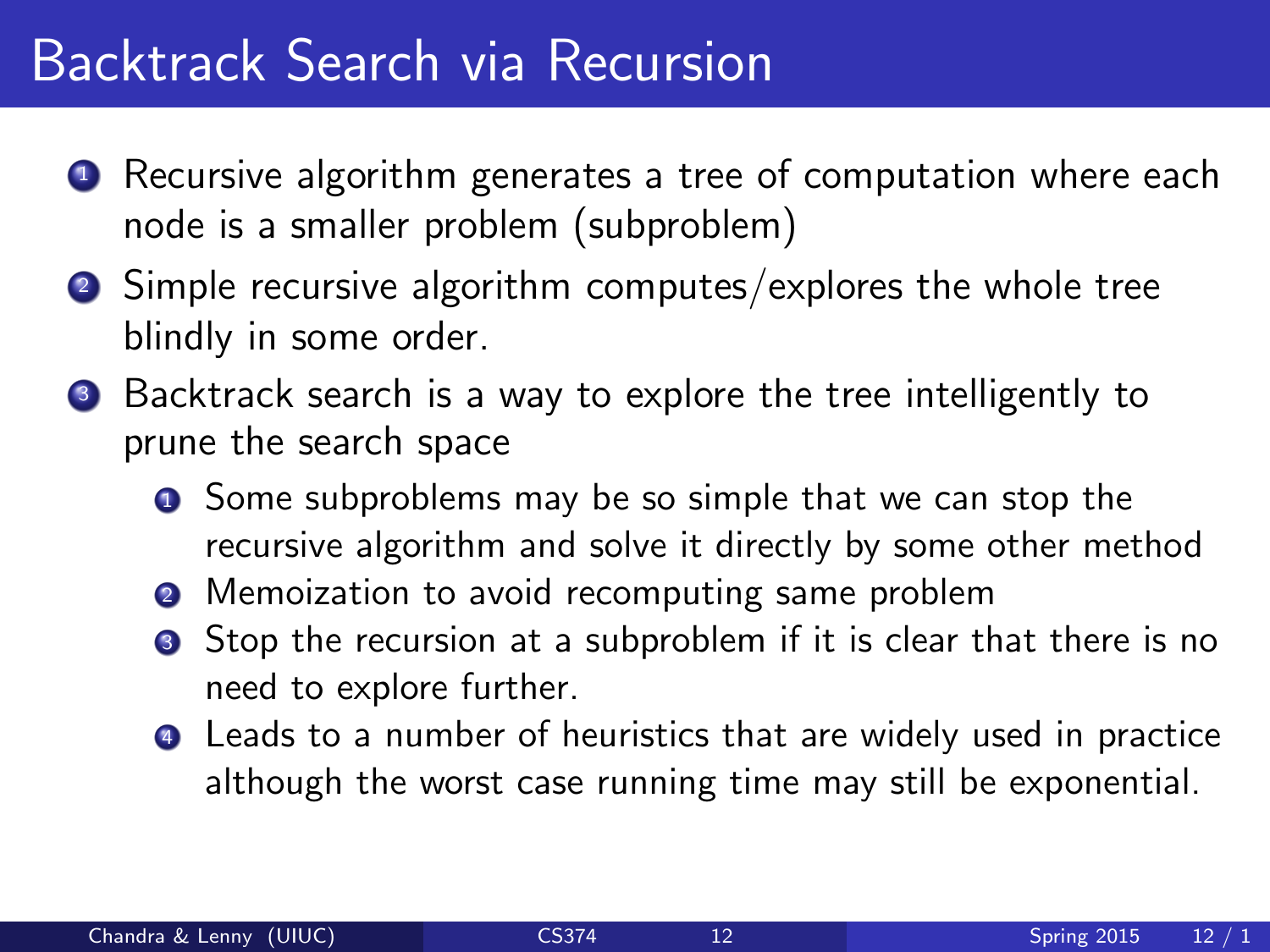# Backtrack Search via Recursion

1. Recursive algorithm generates a tree of computation where each node is a smaller problem (subproblem)
2. Simple recursive algorithm computes/explores the whole tree blindly in some order.
3. Backtrack search is a way to explore the tree intelligently to prune the search space
   1. Some subproblems may be so simple that we can stop the recursive algorithm and solve it directly by some other method
   2. Memoization to avoid recomputing same problem
   3. Stop the recursion at a subproblem if it is clear that there is no need to explore further.
   4. Leads to a number of heuristics that are widely used in practice although the worst case running time may still be exponential.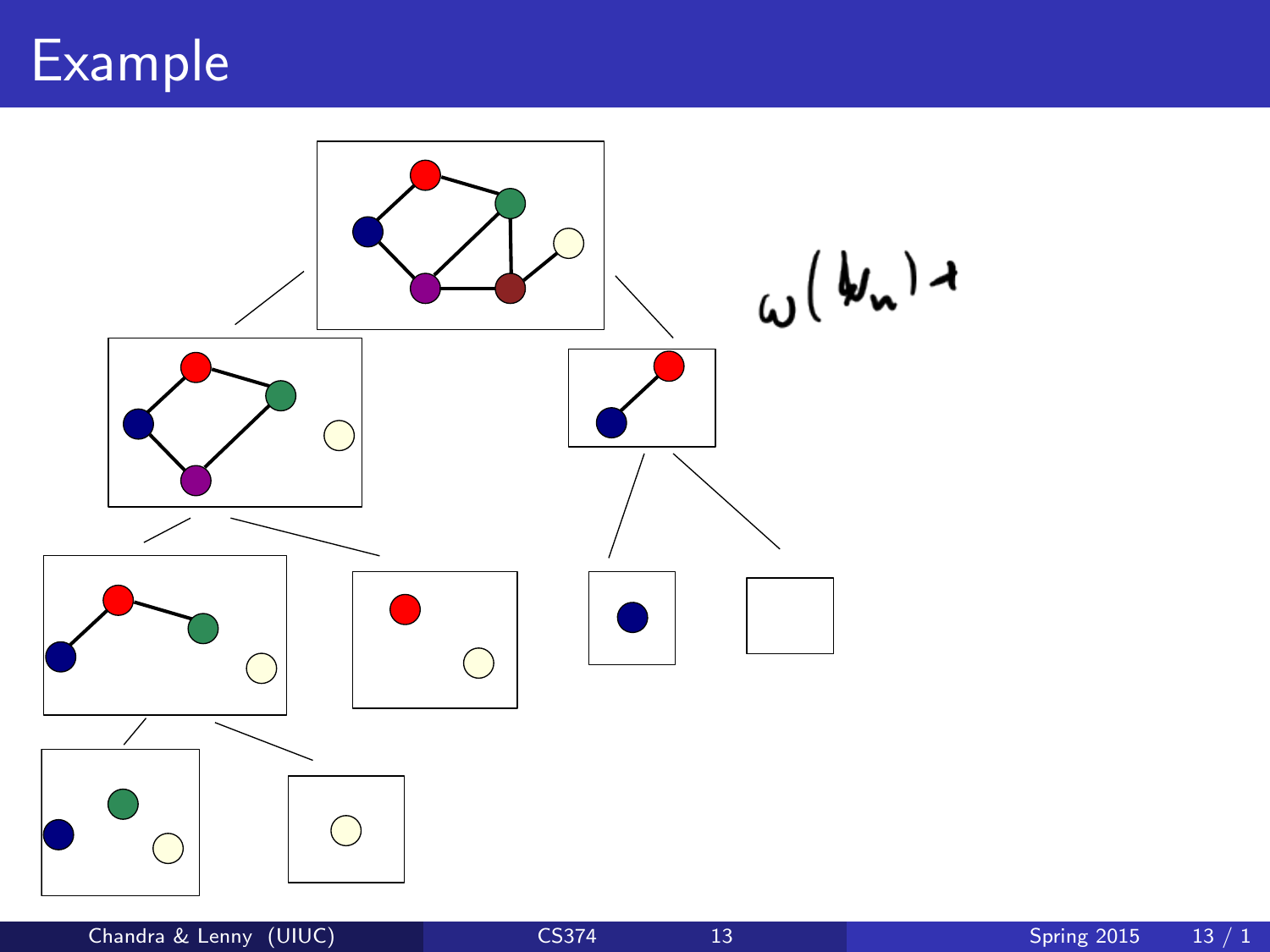# Example

$\omega(\,v_n) +$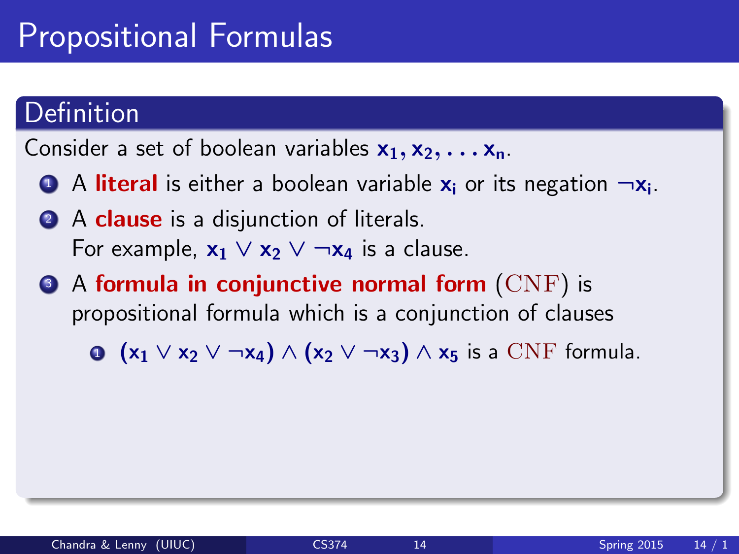# Propositional Formulas

## Definition

Consider a set of boolean variables $x_1, x_2, \ldots x_n$.

1. A **literal** is either a boolean variable $x_i$ or its negation $\neg x_i$.
2. A **clause** is a disjunction of literals.
   For example, $x_1 \vee x_2 \vee \neg x_4$ is a clause.
3. A **formula in conjunctive normal form** (CNF) is propositional formula which is a conjunction of clauses
   1. $(x_1 \vee x_2 \vee \neg x_4) \wedge (x_2 \vee \neg x_3) \wedge x_5$ is a CNF formula.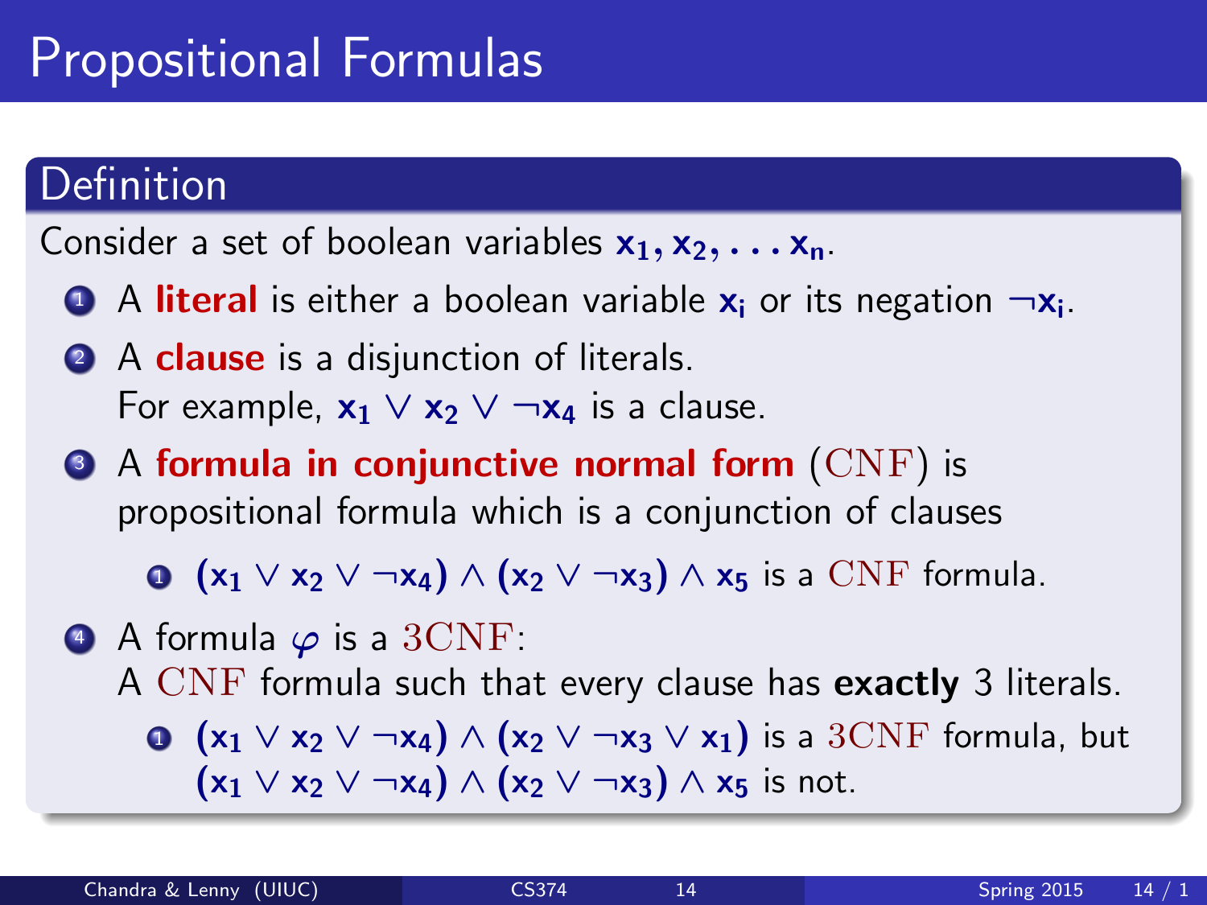# Propositional Formulas

## Definition

Consider a set of boolean variables $x_1, x_2, \ldots x_n$.

1. A **literal** is either a boolean variable $x_i$ or its negation $\neg x_i$.
2. A **clause** is a disjunction of literals.
   For example, $x_1 \lor x_2 \lor \neg x_4$ is a clause.
3. A **formula in conjunctive normal form** (CNF) is propositional formula which is a conjunction of clauses
   1. $(x_1 \lor x_2 \lor \neg x_4) \land (x_2 \lor \neg x_3) \land x_5$ is a CNF formula.
4. A formula $\varphi$ is a 3CNF:
   A CNF formula such that every clause has **exactly** 3 literals.
   1. $(x_1 \lor x_2 \lor \neg x_4) \land (x_2 \lor \neg x_3 \lor x_1)$ is a 3CNF formula, but $(x_1 \lor x_2 \lor \neg x_4) \land (x_2 \lor \neg x_3) \land x_5$ is not.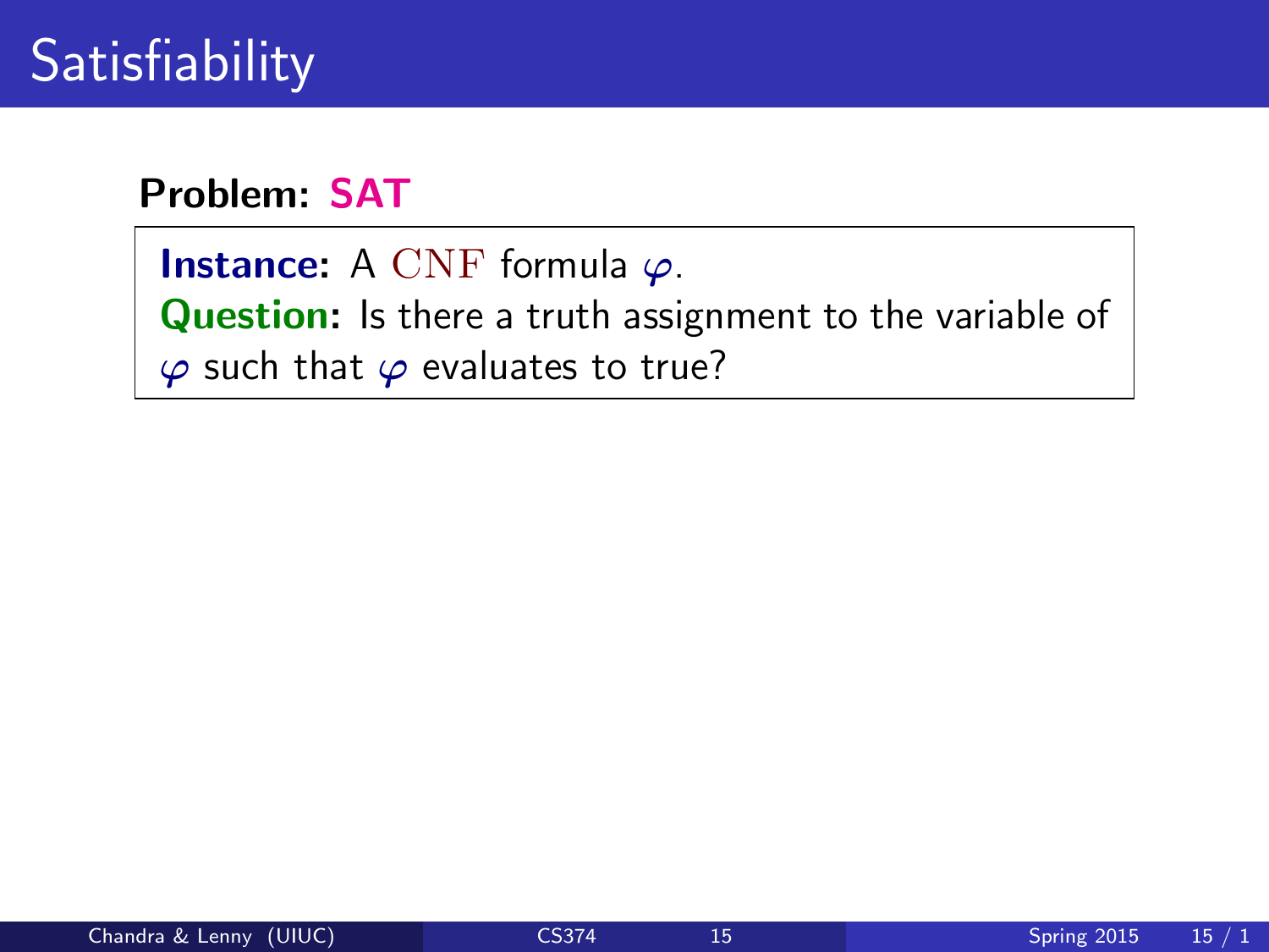# Satisfiability

**Problem: SAT**

**Instance:** A $\mathrm{CNF}$ formula $\varphi$.
**Question:** Is there a truth assignment to the variable of $\varphi$ such that $\varphi$ evaluates to true?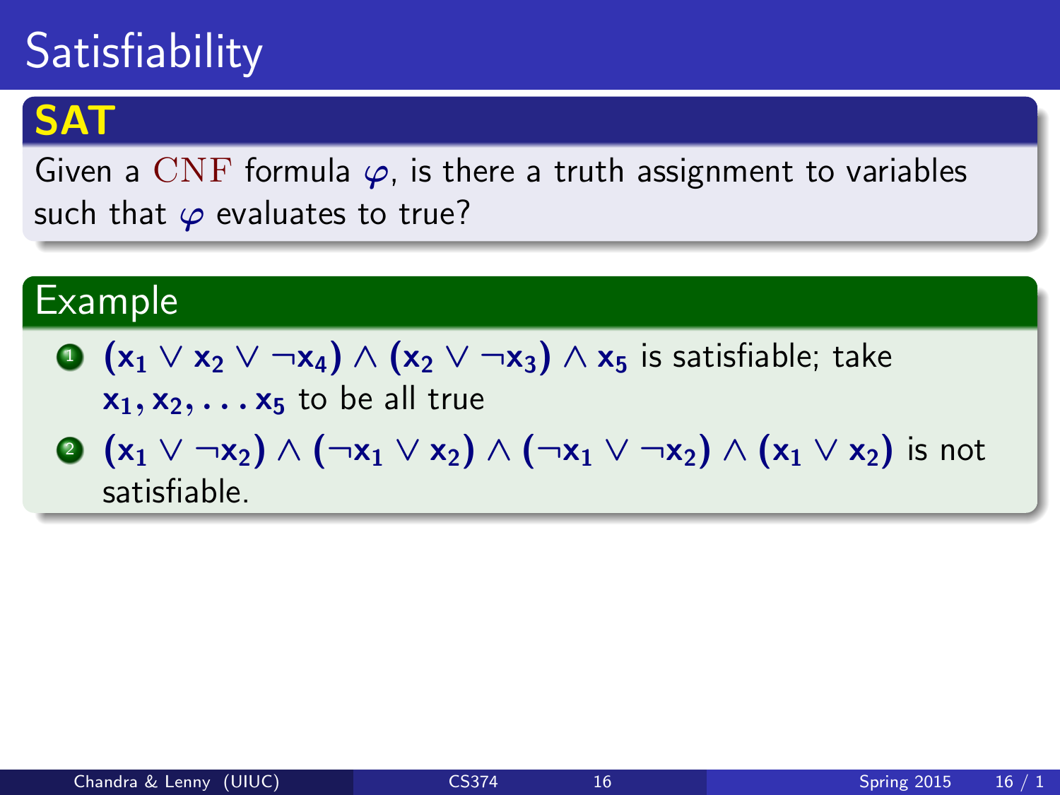# Satisfiability

## SAT

Given a CNF formula $\varphi$, is there a truth assignment to variables such that $\varphi$ evaluates to true?

## Example

1. $(x_1 \lor x_2 \lor \neg x_4) \land (x_2 \lor \neg x_3) \land x_5$ is satisfiable; take $x_1, x_2, \ldots x_5$ to be all true
2. $(x_1 \lor \neg x_2) \land (\neg x_1 \lor x_2) \land (\neg x_1 \lor \neg x_2) \land (x_1 \lor x_2)$ is not satisfiable.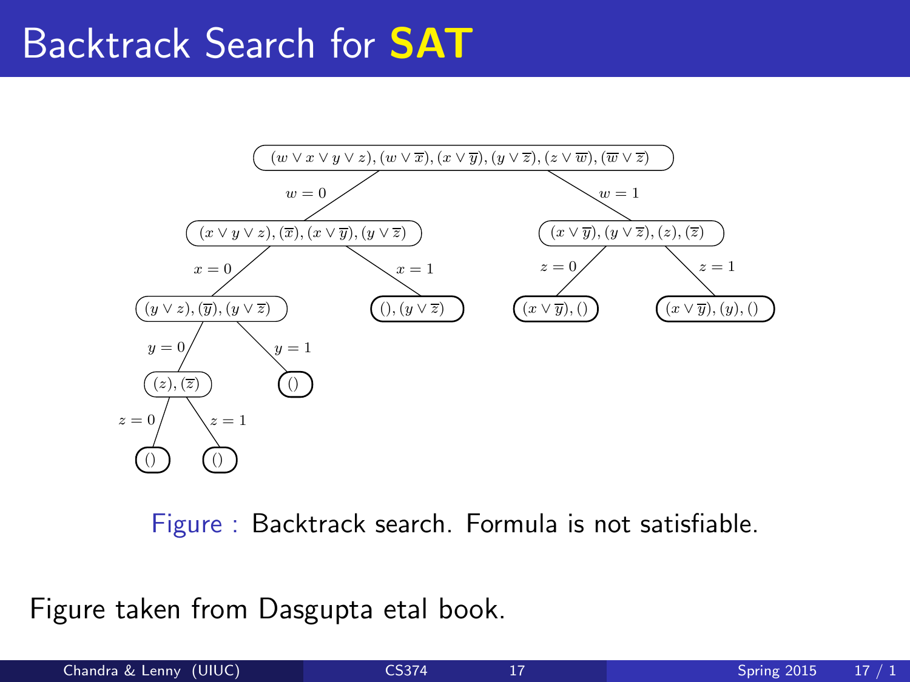# Backtrack Search for SAT

$$(w \vee x \vee y \vee z), (w \vee \overline{x}), (x \vee \overline{y}), (y \vee \overline{z}), (z \vee \overline{w}), (\overline{w} \vee \overline{z})$$

- $w = 0$: $(x \vee y \vee z), (\overline{x}), (x \vee \overline{y}), (y \vee \overline{z})$
  - $x = 0$: $(y \vee z), (\overline{y}), (y \vee \overline{z})$
    - $y = 0$: $(z), (\overline{z})$
      - $z = 0$: $()$
      - $z = 1$: $()$
    - $y = 1$: $()$
  - $x = 1$: $(), (y \vee \overline{z})$
- $w = 1$: $(x \vee \overline{y}), (y \vee \overline{z}), (z), (\overline{z})$
  - $z = 0$: $(x \vee \overline{y}), ()$
  - $z = 1$: $(x \vee \overline{y}), (y), ()$

Figure : Backtrack search. Formula is not satisfiable.

Figure taken from Dasgupta etal book.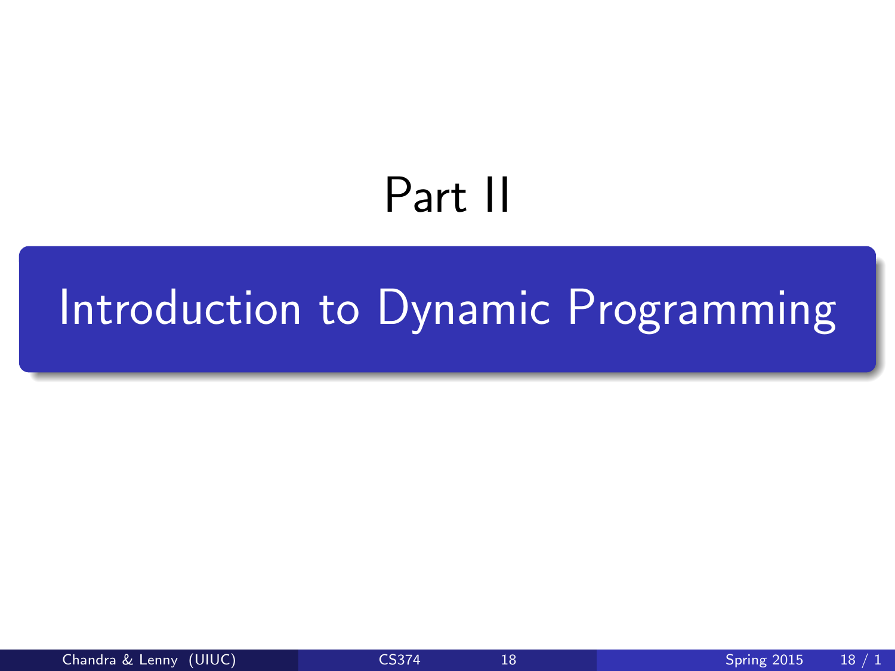# Part II

## Introduction to Dynamic Programming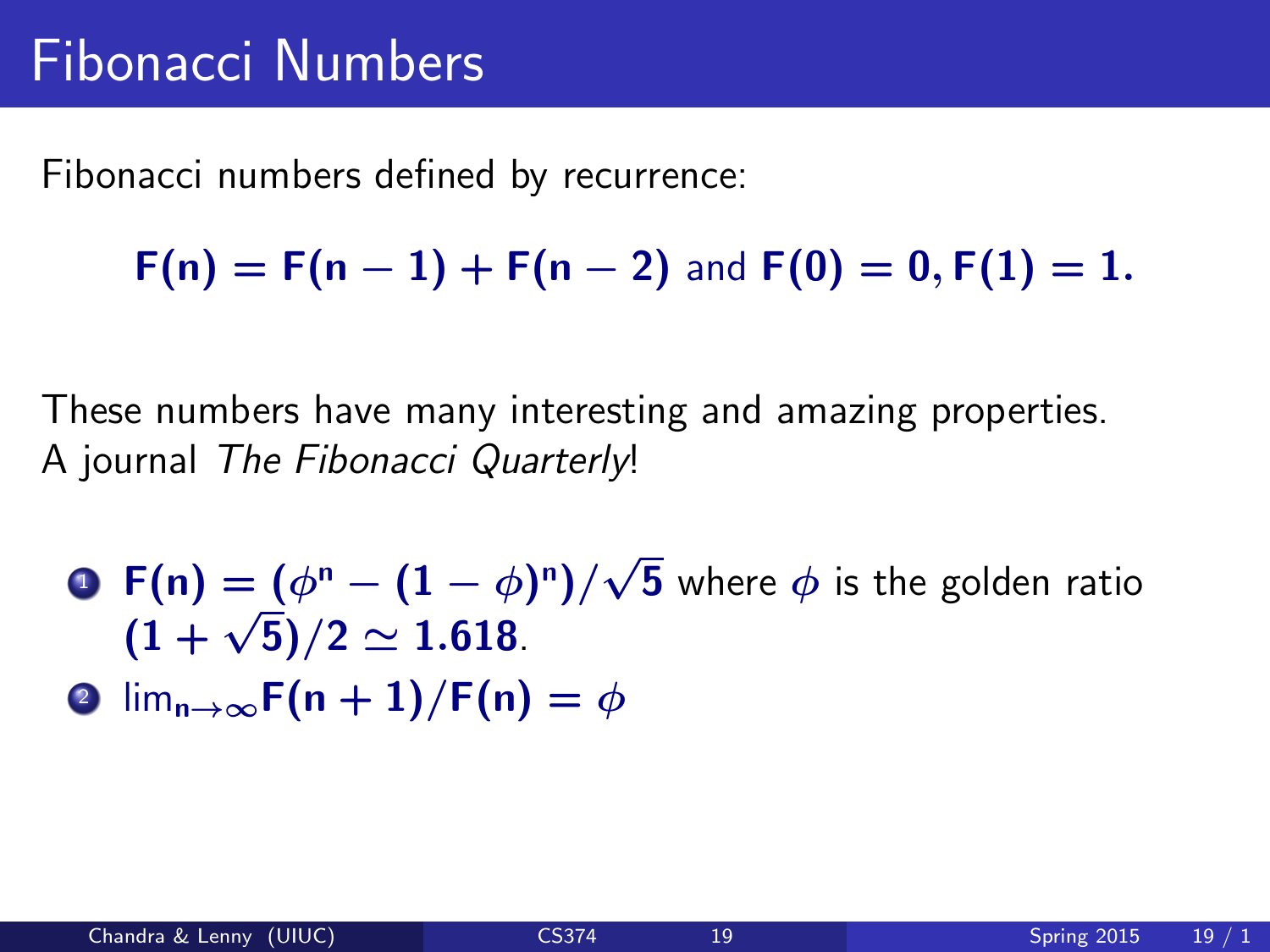# Fibonacci Numbers

Fibonacci numbers defined by recurrence:

$$\mathbf{F(n) = F(n-1) + F(n-2)} \text{ and } \mathbf{F(0) = 0, F(1) = 1.}$$

These numbers have many interesting and amazing properties.
A journal *The Fibonacci Quarterly*!

1. $\mathbf{F(n) = (\phi^n - (1-\phi)^n)/\sqrt{5}}$ where $\phi$ is the golden ratio $\mathbf{(1+\sqrt{5})/2 \simeq 1.618}$.
2. $\lim_{n\to\infty} \mathbf{F(n+1)/F(n) = \phi}$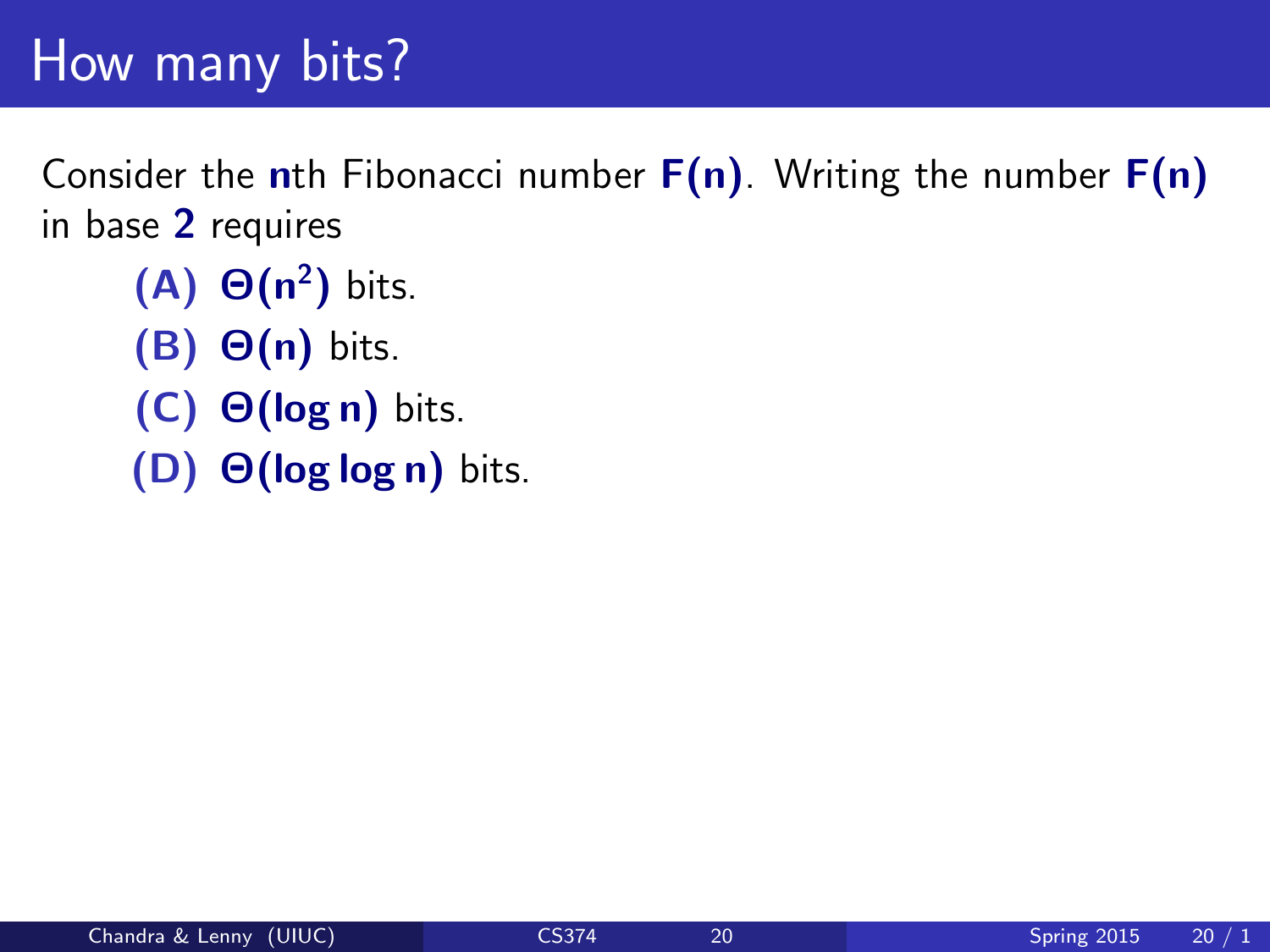# How many bits?

Consider the **n**th Fibonacci number **F(n)**. Writing the number **F(n)** in base **2** requires

- **(A)** $\Theta(n^2)$ bits.
- **(B)** $\Theta(n)$ bits.
- **(C)** $\Theta(\log n)$ bits.
- **(D)** $\Theta(\log \log n)$ bits.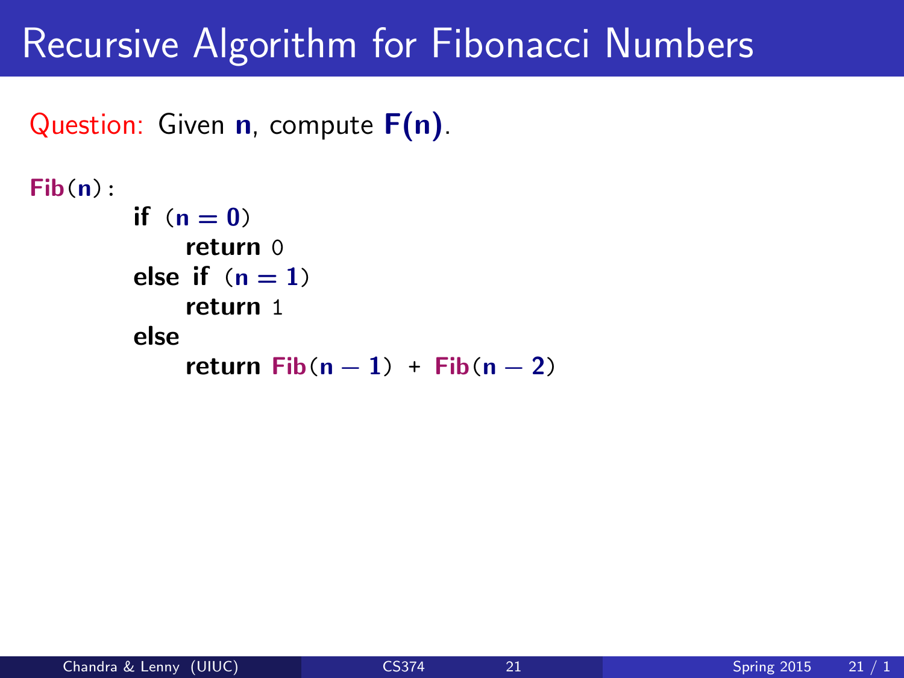# Recursive Algorithm for Fibonacci Numbers

Question: Given **n**, compute **F(n)**.

```
Fib(n):
    if (n = 0)
        return 0
    else if (n = 1)
        return 1
    else
        return Fib(n − 1) + Fib(n − 2)
```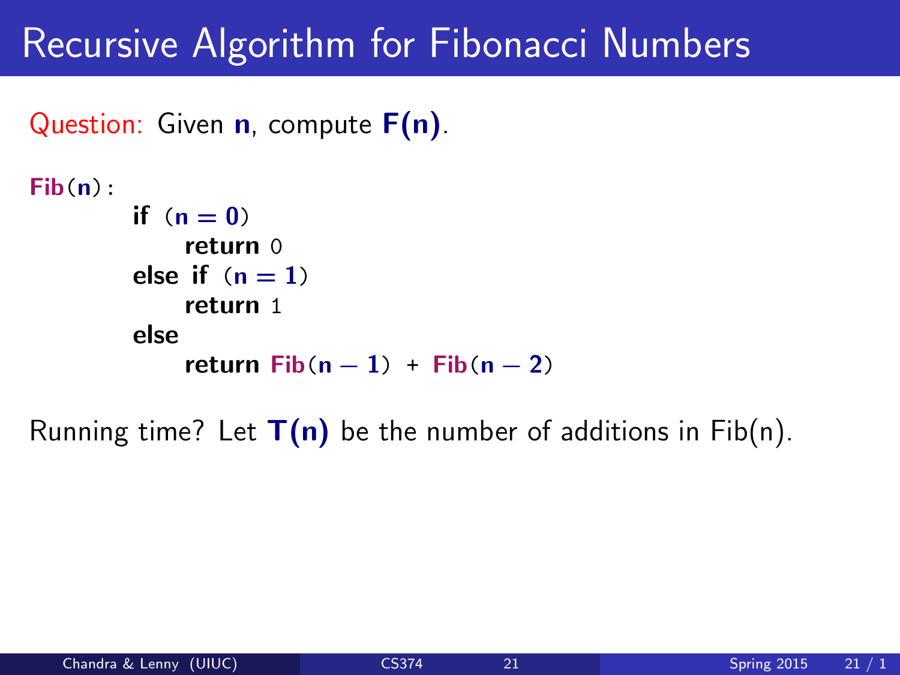# Recursive Algorithm for Fibonacci Numbers

Question: Given $\mathbf{n}$, compute $\mathbf{F(n)}$.

```
Fib(n):
        if (n = 0)
            return 0
        else if (n = 1)
            return 1
        else
            return Fib(n − 1) + Fib(n − 2)
```

Running time? Let $\mathbf{T(n)}$ be the number of additions in Fib(n).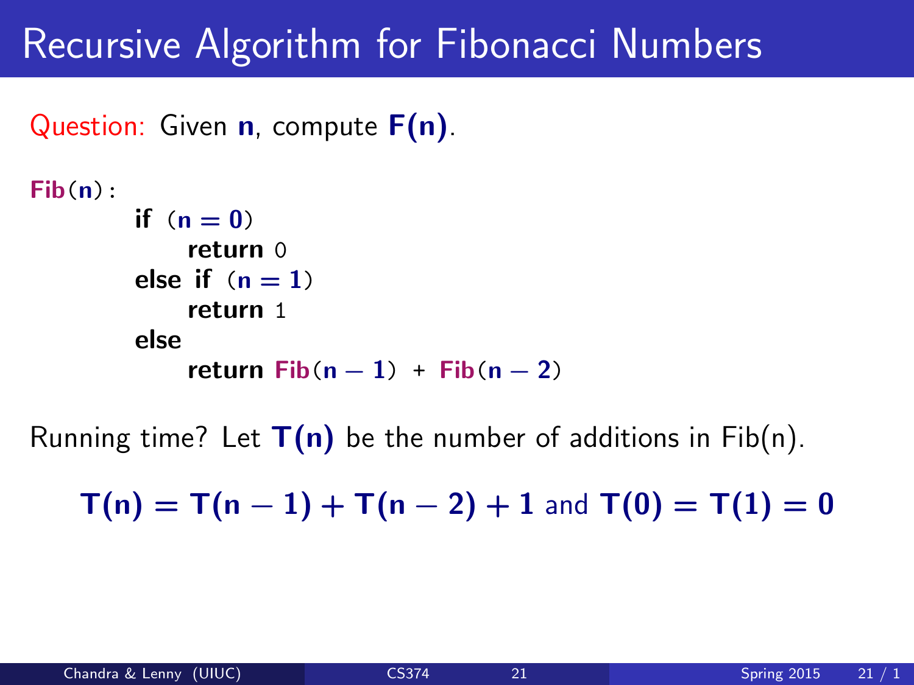# Recursive Algorithm for Fibonacci Numbers

Question: Given **n**, compute **F(n)**.

```
Fib(n):
    if (n = 0)
        return 0
    else if (n = 1)
        return 1
    else
        return Fib(n − 1) + Fib(n − 2)
```

Running time? Let $T(n)$ be the number of additions in Fib(n).

$$T(n) = T(n-1) + T(n-2) + 1 \text{ and } T(0) = T(1) = 0$$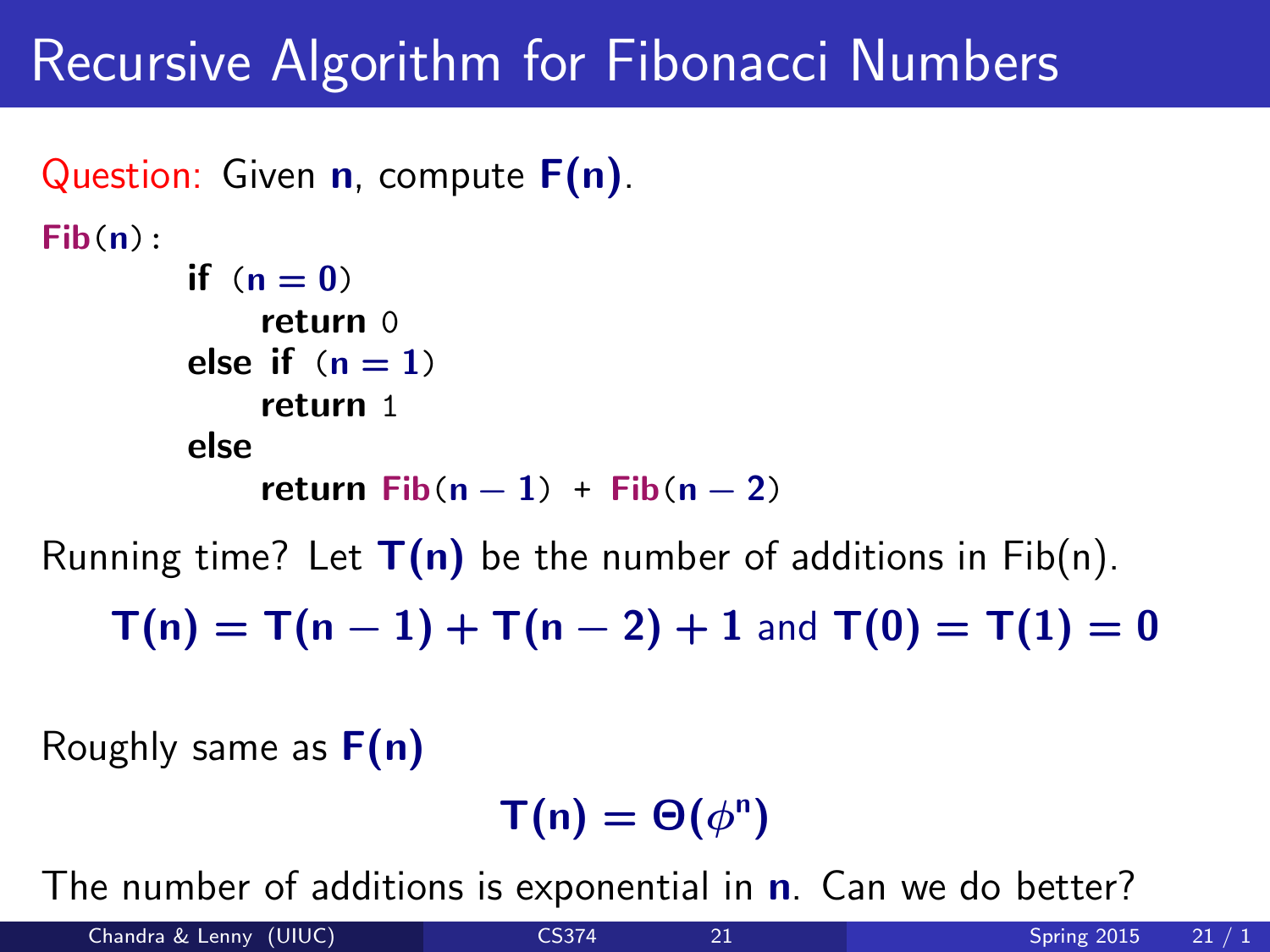# Recursive Algorithm for Fibonacci Numbers

Question: Given $n$, compute $F(n)$.

```
Fib(n):
    if (n = 0)
        return 0
    else if (n = 1)
        return 1
    else
        return Fib(n − 1) + Fib(n − 2)
```

Running time? Let $T(n)$ be the number of additions in Fib(n).

$$T(n) = T(n-1) + T(n-2) + 1 \text{ and } T(0) = T(1) = 0$$

Roughly same as $F(n)$

$$T(n) = \Theta(\phi^n)$$

The number of additions is exponential in $n$. Can we do better?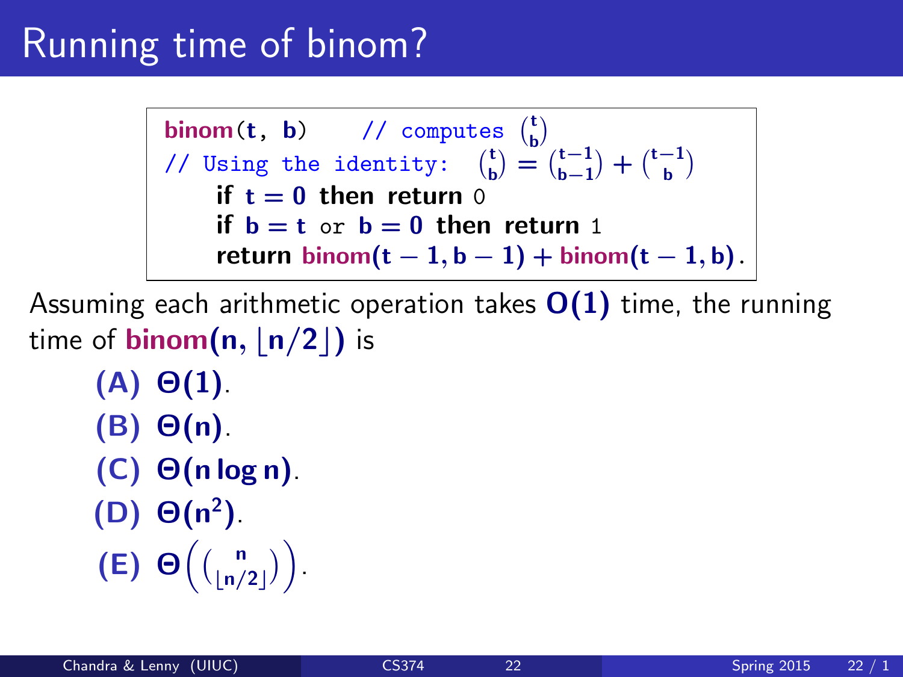# Running time of binom?

```
binom(t, b)    // computes (t choose b)
// Using the identity: (t choose b) = (t-1 choose b-1) + (t-1 choose b)
    if t = 0 then return 0
    if b = t or b = 0 then return 1
    return binom(t - 1, b - 1) + binom(t - 1, b).
```

Assuming each arithmetic operation takes $O(1)$ time, the running time of $\mathrm{binom}(n, \lfloor n/2 \rfloor)$ is

- **(A)** $\Theta(1)$.
- **(B)** $\Theta(n)$.
- **(C)** $\Theta(n \log n)$.
- **(D)** $\Theta(n^2)$.
- **(E)** $\Theta\left(\binom{n}{\lfloor n/2 \rfloor}\right)$.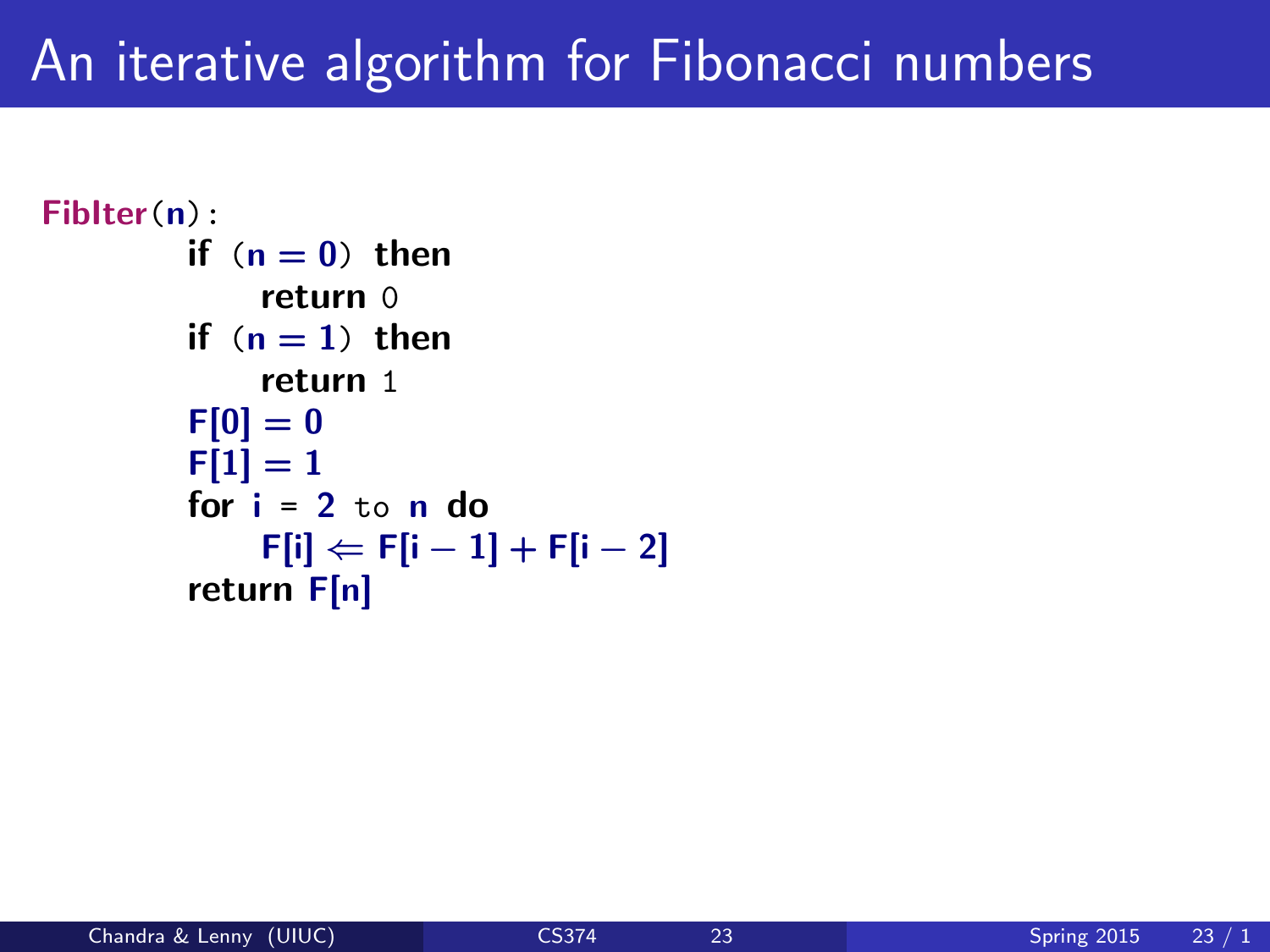# An iterative algorithm for Fibonacci numbers

```
FibIter(n):
    if (n = 0) then
        return 0
    if (n = 1) then
        return 1
    F[0] = 0
    F[1] = 1
    for i = 2 to n do
        F[i] ⇐ F[i − 1] + F[i − 2]
    return F[n]
```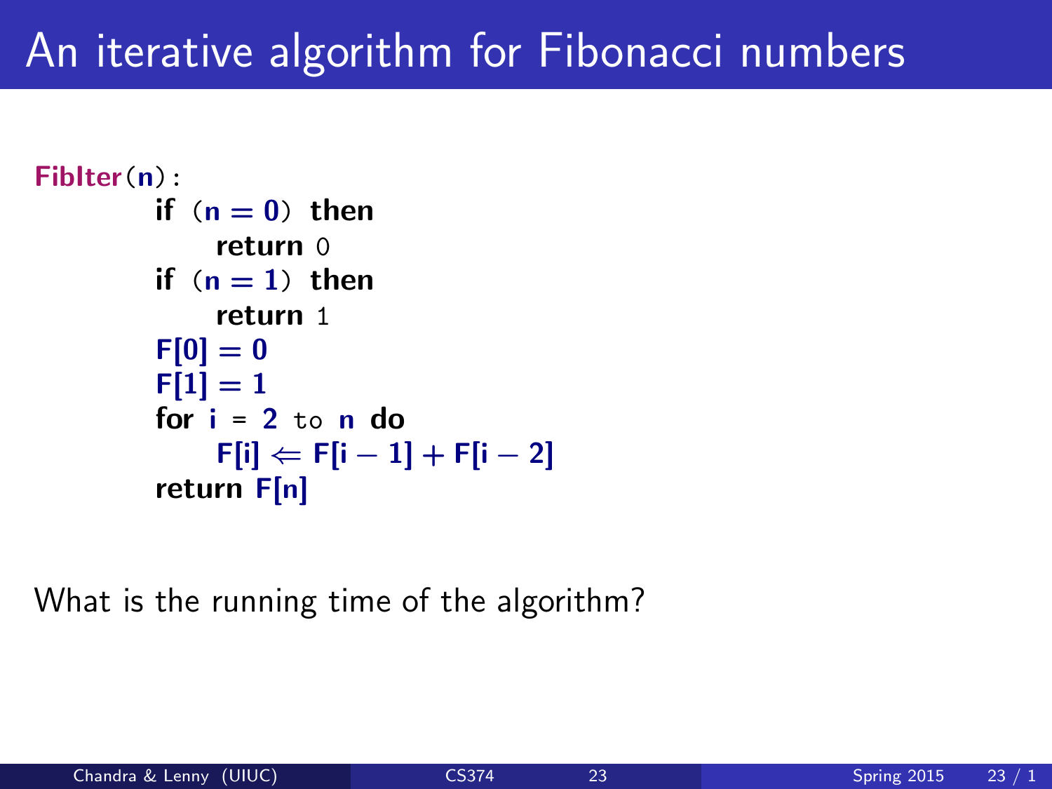# An iterative algorithm for Fibonacci numbers

```
FibIter(n):
        if (n = 0) then
            return 0
        if (n = 1) then
            return 1
        F[0] = 0
        F[1] = 1
        for i = 2 to n do
            F[i] ⇐ F[i − 1] + F[i − 2]
        return F[n]
```

What is the running time of the algorithm?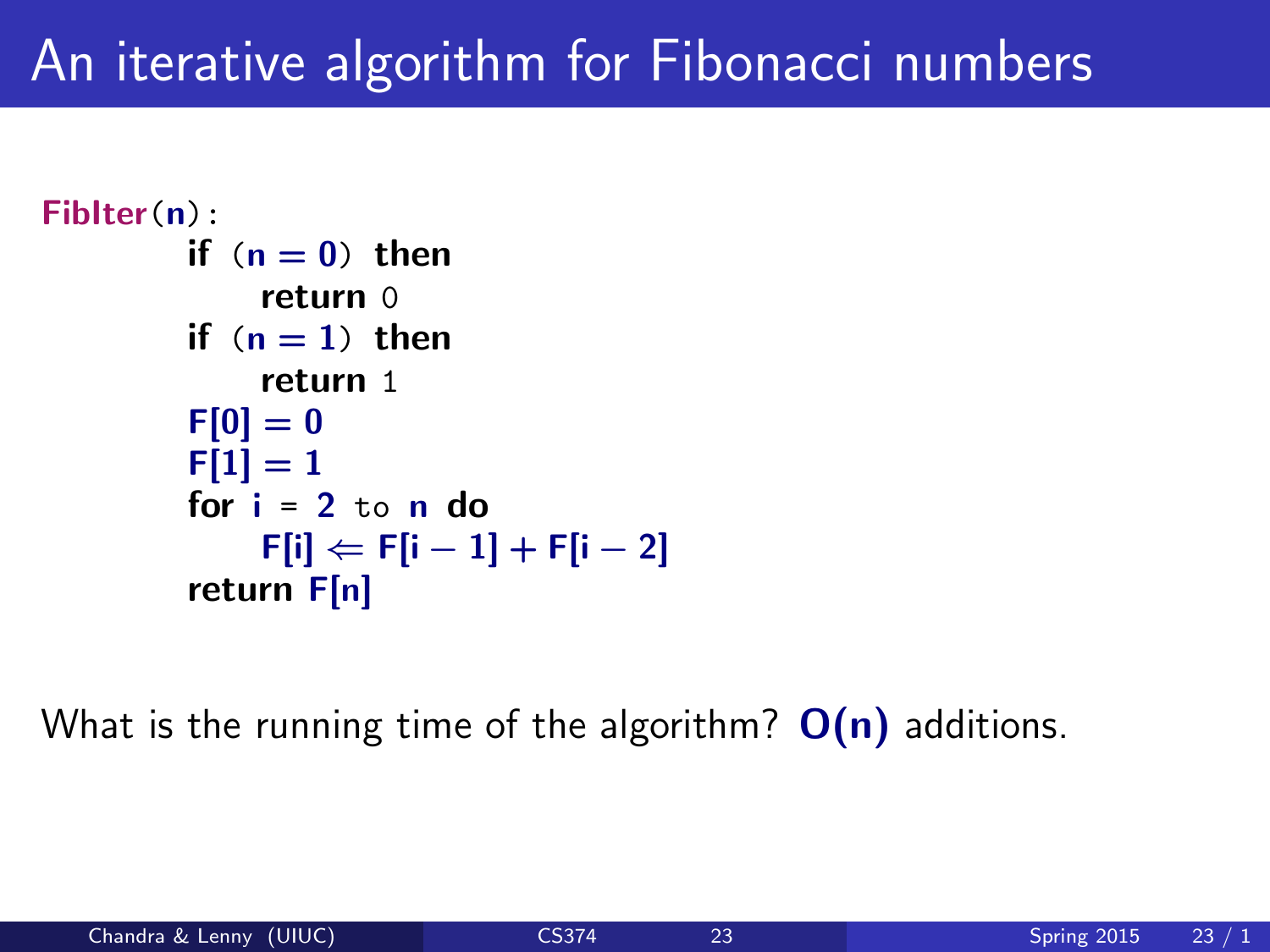# An iterative algorithm for Fibonacci numbers

```
FibIter(n):
    if (n = 0) then
        return 0
    if (n = 1) then
        return 1
    F[0] = 0
    F[1] = 1
    for i = 2 to n do
        F[i] ⇐ F[i − 1] + F[i − 2]
    return F[n]
```

What is the running time of the algorithm? **$O(n)$** additions.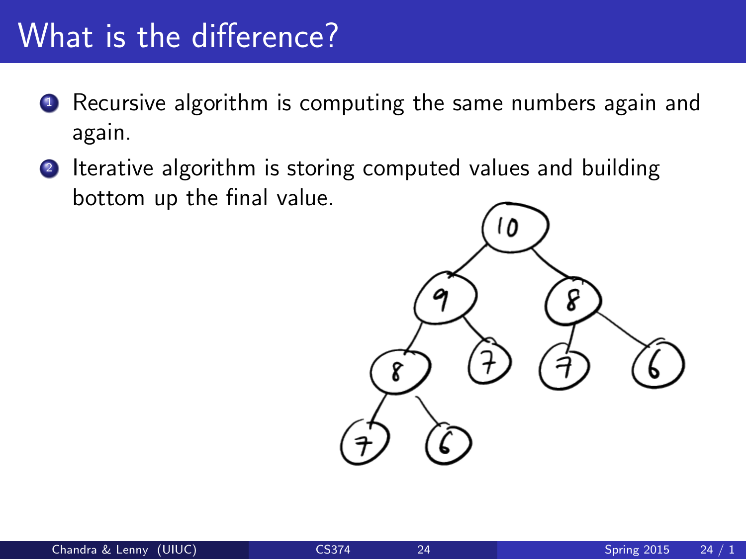# What is the difference?

1. Recursive algorithm is computing the same numbers again and again.
2. Iterative algorithm is storing computed values and building bottom up the final value.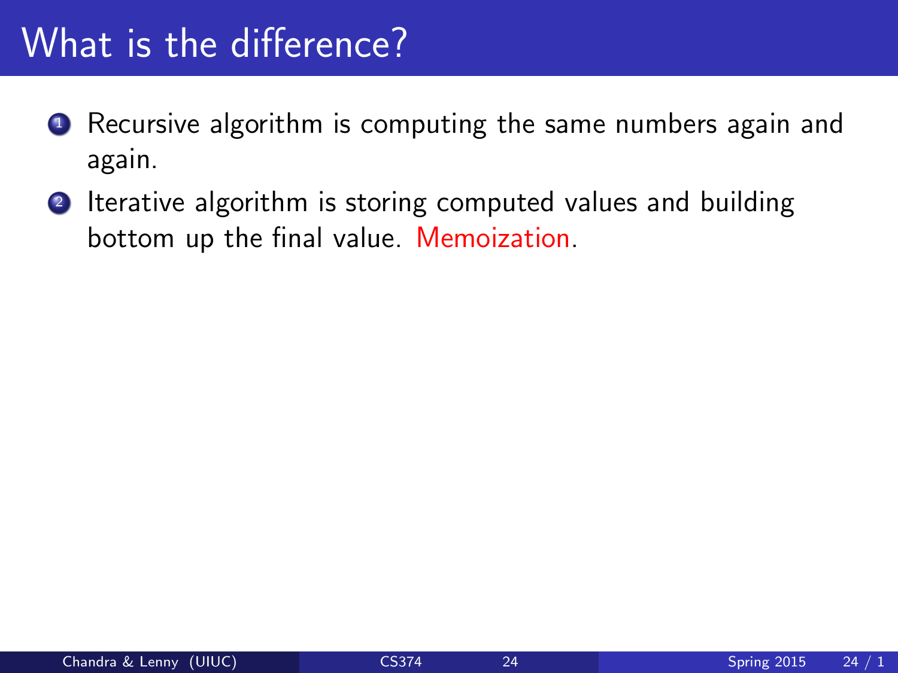# What is the difference?

1. Recursive algorithm is computing the same numbers again and again.
2. Iterative algorithm is storing computed values and building bottom up the final value. Memoization.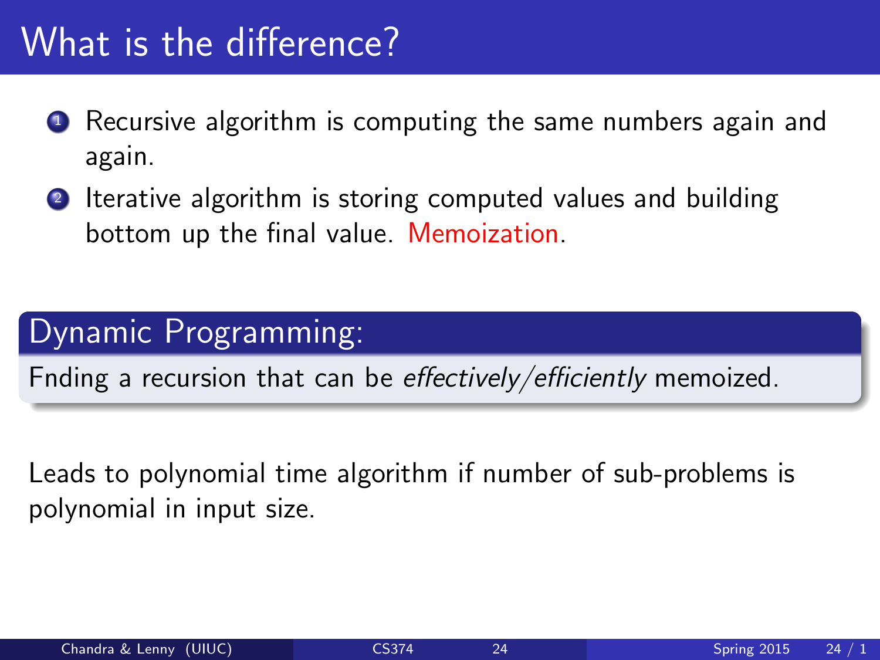# What is the difference?

1. Recursive algorithm is computing the same numbers again and again.
2. Iterative algorithm is storing computed values and building bottom up the final value. Memoization.

## Dynamic Programming:

Fnding a recursion that can be *effectively/efficiently* memoized.

Leads to polynomial time algorithm if number of sub-problems is polynomial in input size.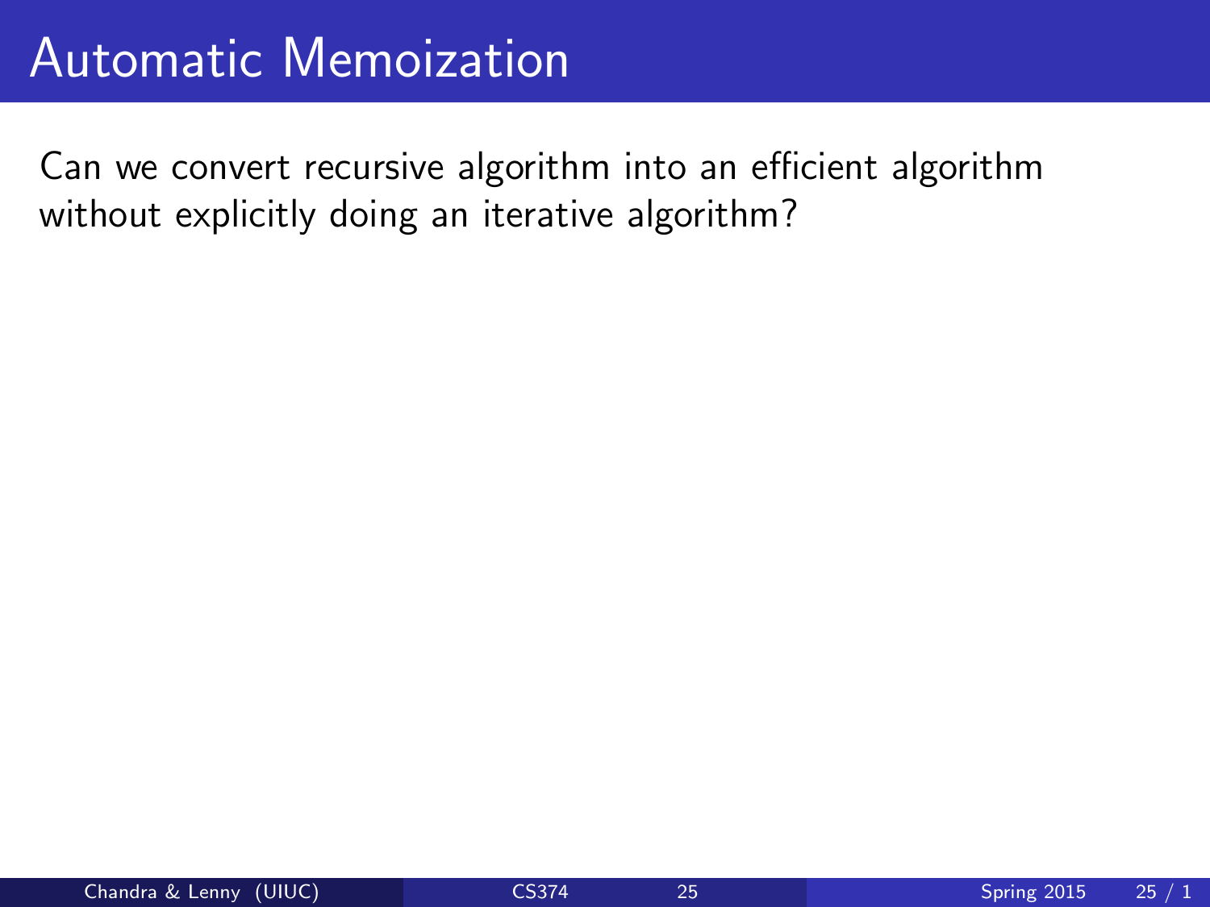# Automatic Memoization

Can we convert recursive algorithm into an efficient algorithm without explicitly doing an iterative algorithm?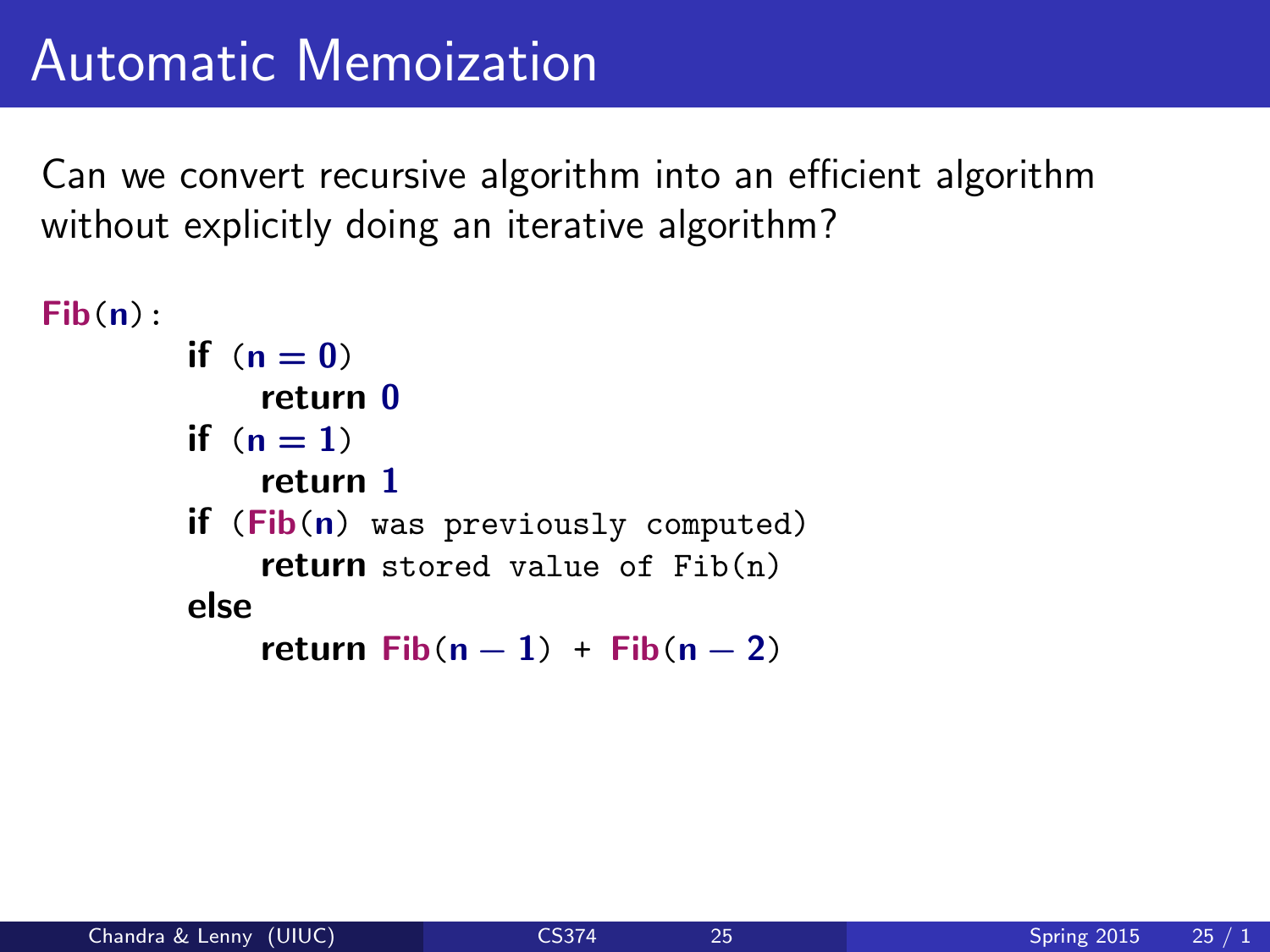# Automatic Memoization

Can we convert recursive algorithm into an efficient algorithm without explicitly doing an iterative algorithm?

```
Fib(n):
    if (n = 0)
        return 0
    if (n = 1)
        return 1
    if (Fib(n) was previously computed)
        return stored value of Fib(n)
    else
        return Fib(n − 1) + Fib(n − 2)
```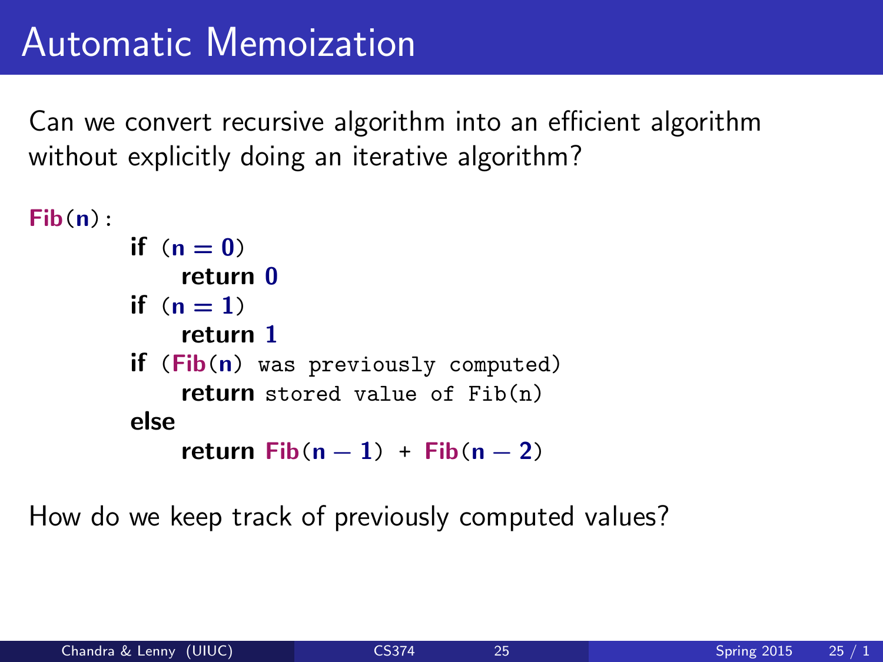# Automatic Memoization

Can we convert recursive algorithm into an efficient algorithm without explicitly doing an iterative algorithm?

```
Fib(n):
        if (n = 0)
            return 0
        if (n = 1)
            return 1
        if (Fib(n) was previously computed)
            return stored value of Fib(n)
        else
            return Fib(n − 1) + Fib(n − 2)
```

How do we keep track of previously computed values?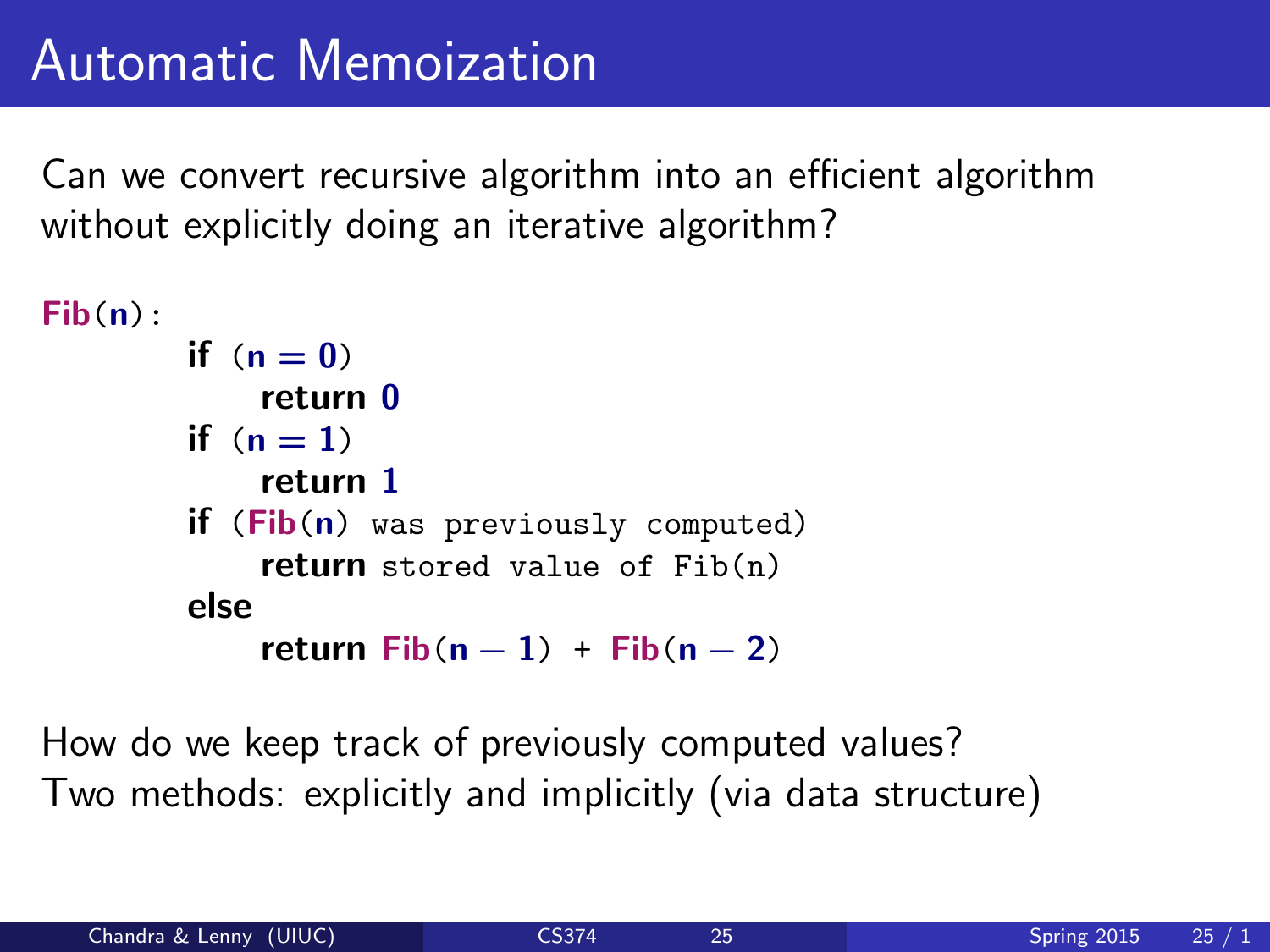# Automatic Memoization

Can we convert recursive algorithm into an efficient algorithm without explicitly doing an iterative algorithm?

```
Fib(n):
        if (n = 0)
            return 0
        if (n = 1)
            return 1
        if (Fib(n) was previously computed)
            return stored value of Fib(n)
        else
            return Fib(n − 1) + Fib(n − 2)
```

How do we keep track of previously computed values?
Two methods: explicitly and implicitly (via data structure)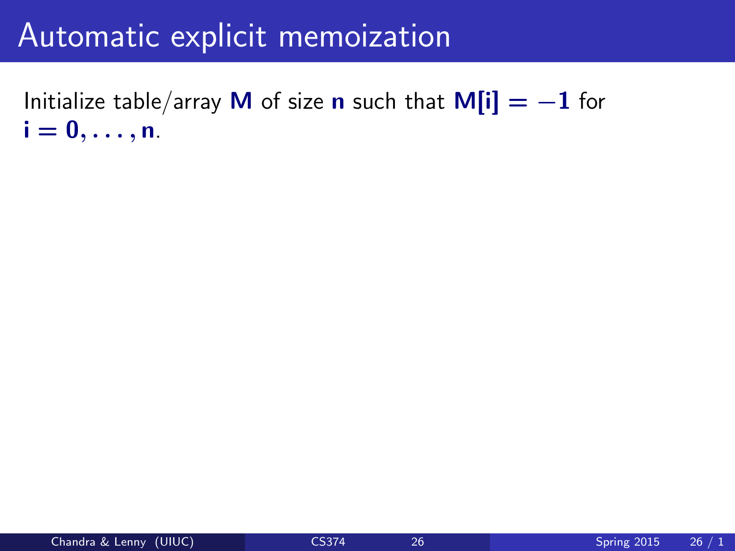# Automatic explicit memoization

Initialize table/array $\mathbf{M}$ of size $\mathbf{n}$ such that $\mathbf{M[i] = -1}$ for $\mathbf{i = 0, \ldots, n}$.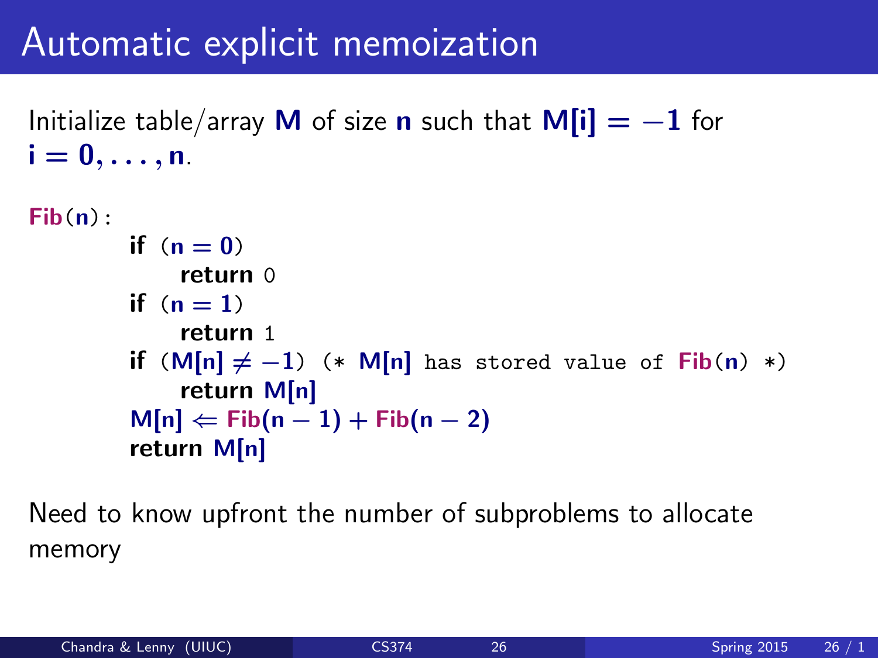# Automatic explicit memoization

Initialize table/array **M** of size **n** such that $\mathbf{M[i] = -1}$ for $\mathbf{i = 0, \ldots, n}$.

```
Fib(n):
        if (n = 0)
            return 0
        if (n = 1)
            return 1
        if (M[n] ≠ −1) (* M[n] has stored value of Fib(n) *)
            return M[n]
        M[n] ⇐ Fib(n − 1) + Fib(n − 2)
        return M[n]
```

Need to know upfront the number of subproblems to allocate memory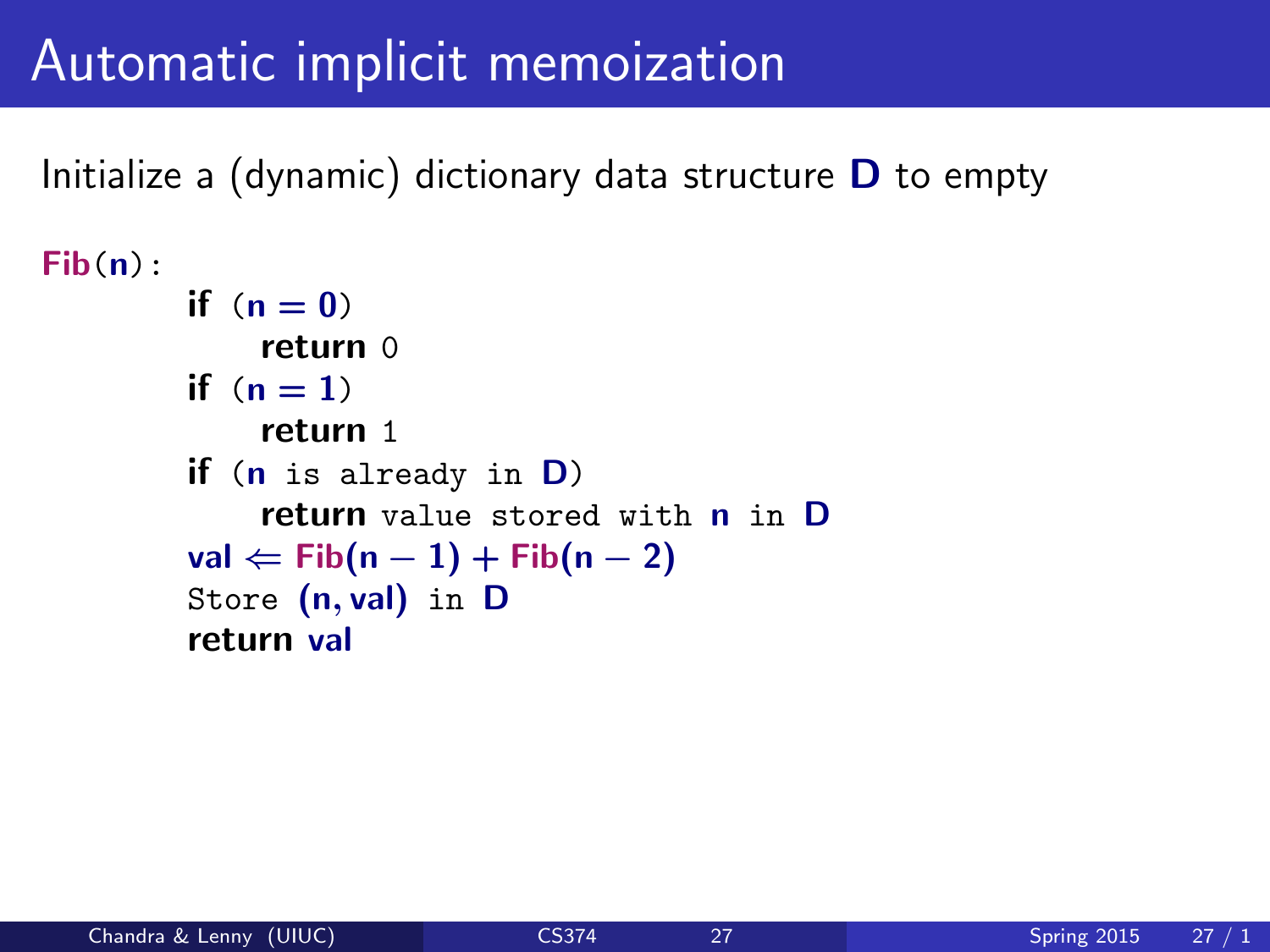# Automatic implicit memoization

Initialize a (dynamic) dictionary data structure **D** to empty

```
Fib(n):
    if (n = 0)
        return 0
    if (n = 1)
        return 1
    if (n is already in D)
        return value stored with n in D
    val ⇐ Fib(n − 1) + Fib(n − 2)
    Store (n, val) in D
    return val
```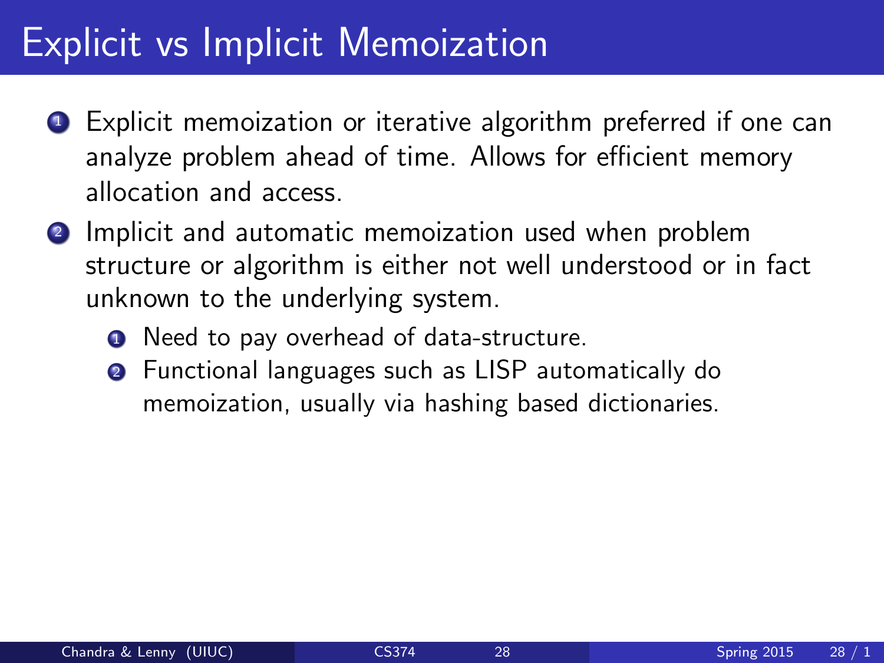# Explicit vs Implicit Memoization

1. Explicit memoization or iterative algorithm preferred if one can analyze problem ahead of time. Allows for efficient memory allocation and access.
2. Implicit and automatic memoization used when problem structure or algorithm is either not well understood or in fact unknown to the underlying system.
   1. Need to pay overhead of data-structure.
   2. Functional languages such as LISP automatically do memoization, usually via hashing based dictionaries.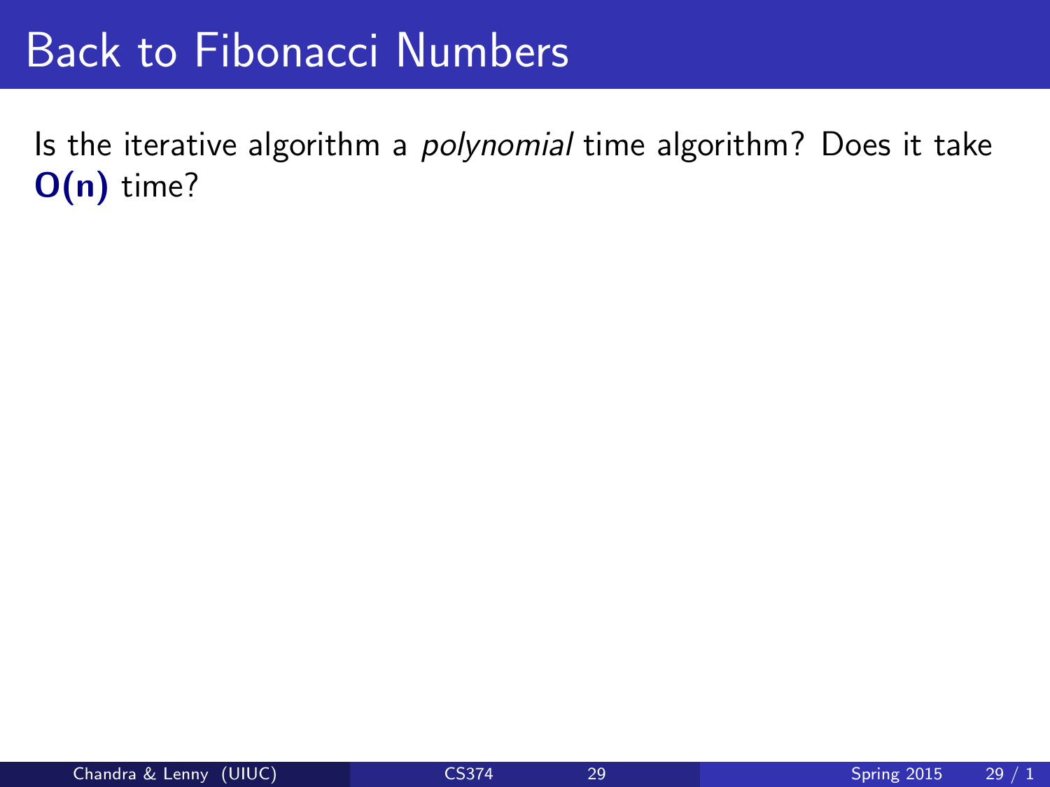# Back to Fibonacci Numbers

Is the iterative algorithm a *polynomial* time algorithm? Does it take $\mathbf{O(n)}$ time?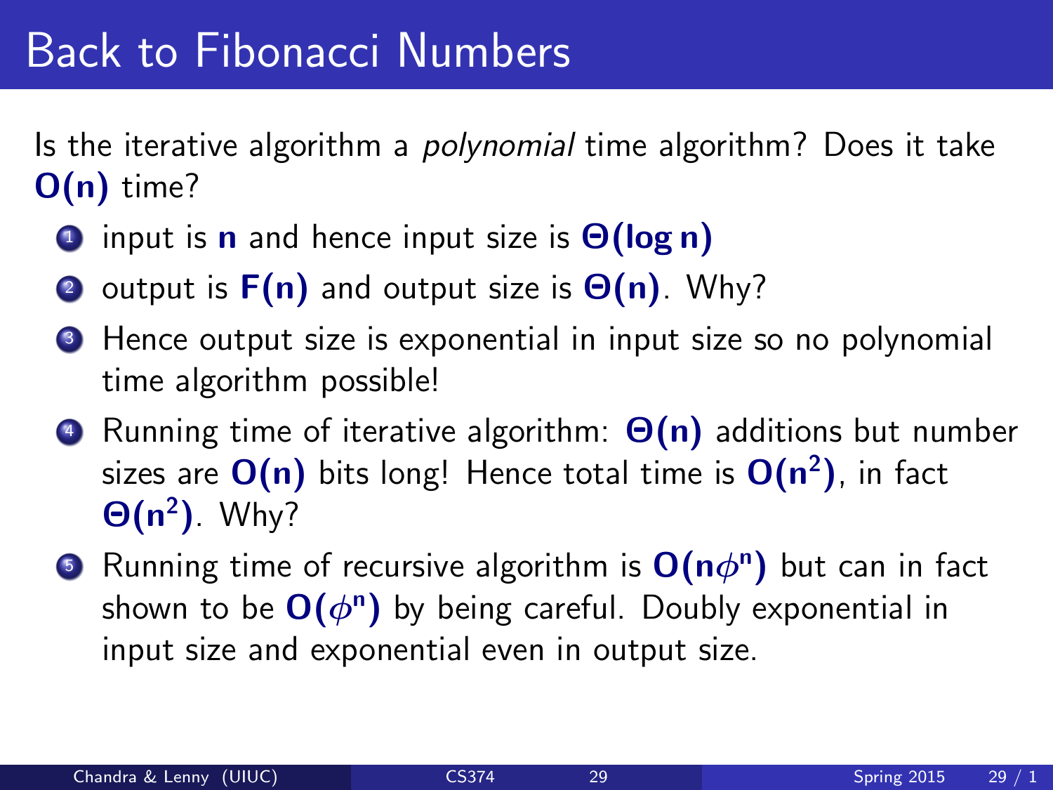# Back to Fibonacci Numbers

Is the iterative algorithm a *polynomial* time algorithm? Does it take $\mathbf{O(n)}$ time?

1. input is $\mathbf{n}$ and hence input size is $\mathbf{\Theta(\log n)}$
2. output is $\mathbf{F(n)}$ and output size is $\mathbf{\Theta(n)}$. Why?
3. Hence output size is exponential in input size so no polynomial time algorithm possible!
4. Running time of iterative algorithm: $\mathbf{\Theta(n)}$ additions but number sizes are $\mathbf{O(n)}$ bits long! Hence total time is $\mathbf{O(n^2)}$, in fact $\mathbf{\Theta(n^2)}$. Why?
5. Running time of recursive algorithm is $\mathbf{O(n\phi^n)}$ but can in fact shown to be $\mathbf{O(\phi^n)}$ by being careful. Doubly exponential in input size and exponential even in output size.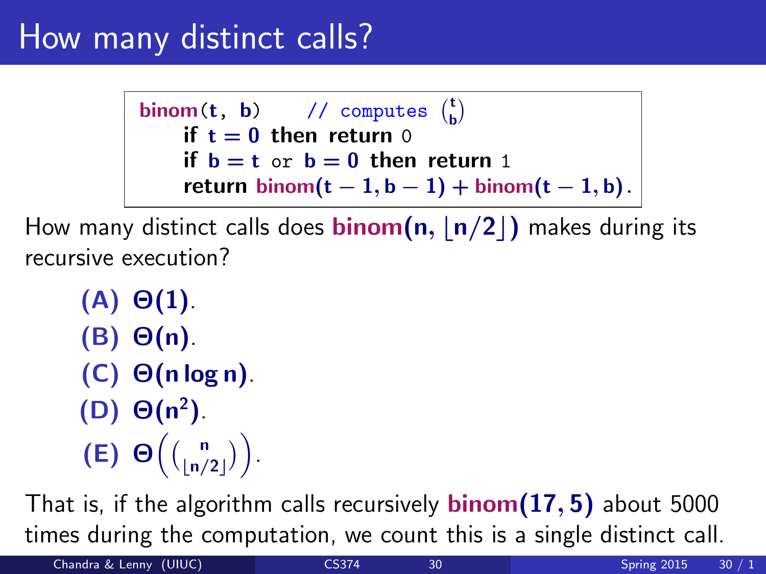# How many distinct calls?

```
binom(t, b)     // computes (t choose b)
    if t = 0 then return 0
    if b = t or b = 0 then return 1
    return binom(t − 1, b − 1) + binom(t − 1, b).
```

How many distinct calls does **binom(n, $\lfloor n/2 \rfloor$)** makes during its recursive execution?

- **(A)** $\Theta(1)$.
- **(B)** $\Theta(n)$.
- **(C)** $\Theta(n \log n)$.
- **(D)** $\Theta(n^2)$.
- **(E)** $\Theta\left(\binom{n}{\lfloor n/2 \rfloor}\right)$.

That is, if the algorithm calls recursively **binom(17, 5)** about 5000 times during the computation, we count this is a single distinct call.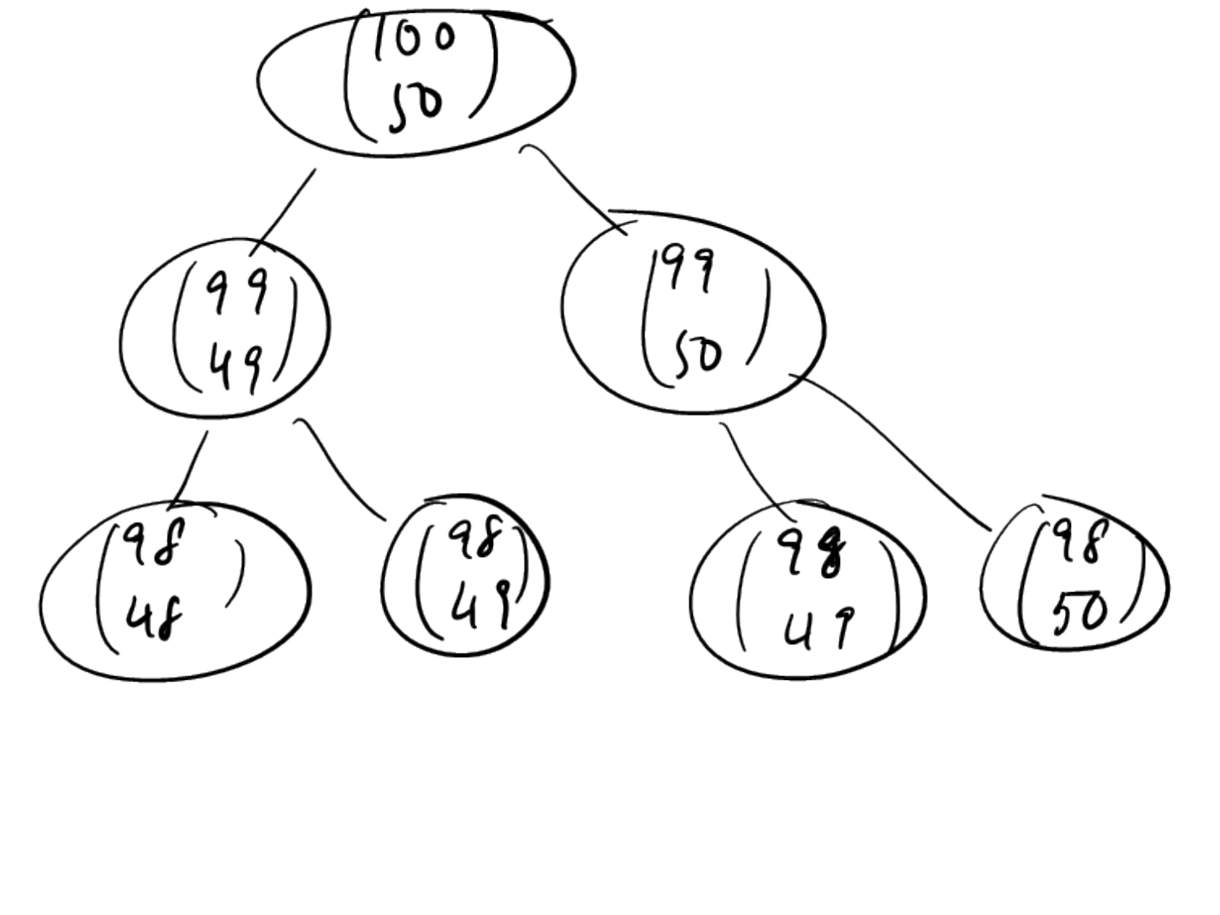- $\binom{100}{50}$
  - $\binom{99}{49}$
    - $\binom{98}{48}$
    - $\binom{98}{49}$
  - $\binom{99}{50}$
    - $\binom{98}{49}$
    - $\binom{98}{50}$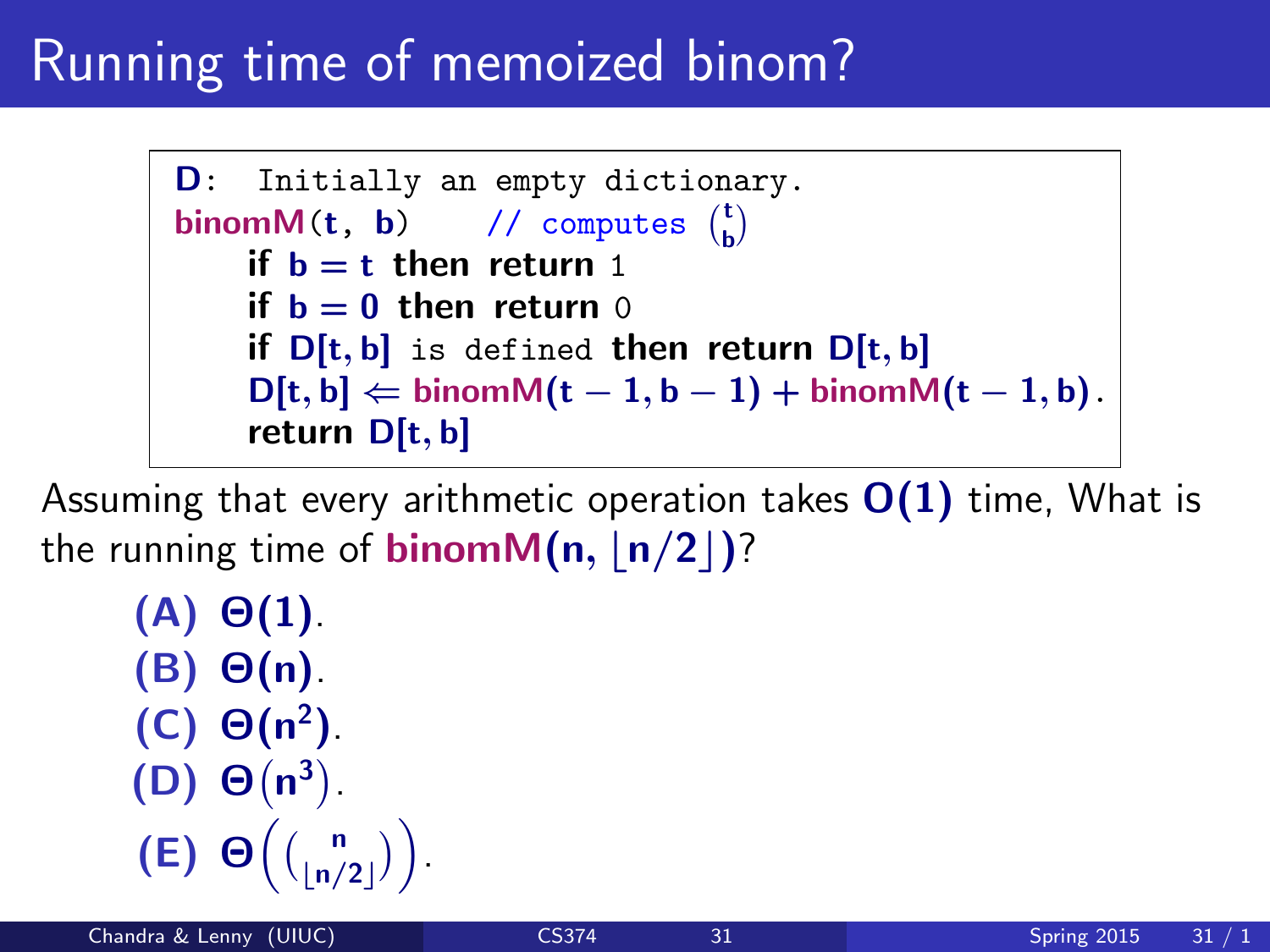# Running time of memoized binom?

```
D:  Initially an empty dictionary.
binomM(t, b)    // computes (t choose b)
    if b = t then return 1
    if b = 0 then return 0
    if D[t, b] is defined then return D[t, b]
    D[t, b] ⇐ binomM(t − 1, b − 1) + binomM(t − 1, b).
    return D[t, b]
```

Assuming that every arithmetic operation takes $O(1)$ time, What is the running time of **binomM**$(n, \lfloor n/2 \rfloor)$?

- **(A)** $\Theta(1)$.
- **(B)** $\Theta(n)$.
- **(C)** $\Theta(n^2)$.
- **(D)** $\Theta\left(n^3\right)$.
- **(E)** $\Theta\left(\binom{n}{\lfloor n/2 \rfloor}\right)$.